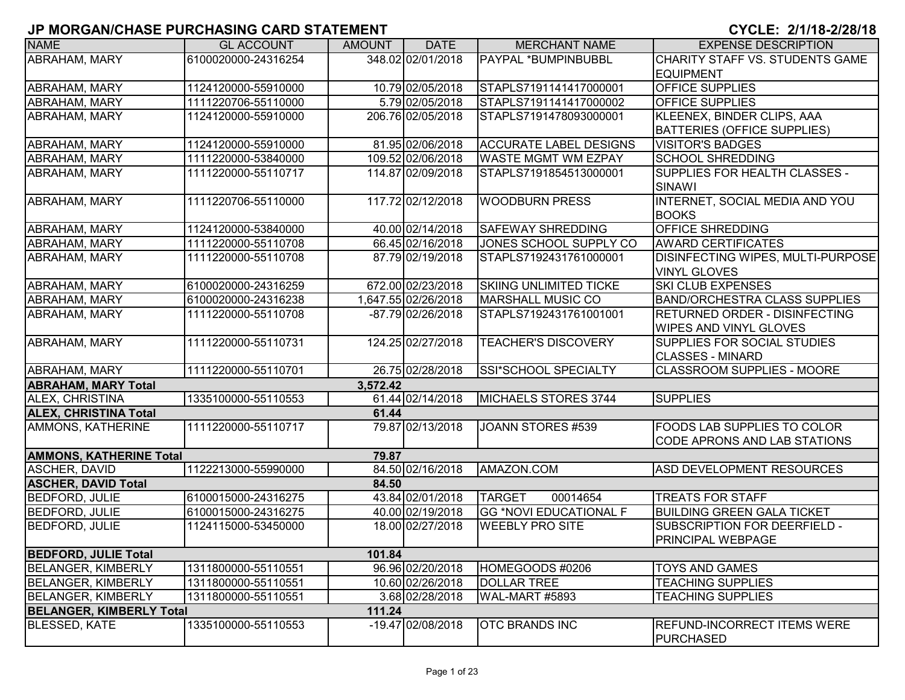# JP MORGAN/CHASE PURCHASING CARD STATEMENT

**CYCLE: 2/1/18-2/28/18**

| NAME | GL ACCOUNT | AMOUNT | DATE | MERCHANT NAME | EXPENSE DESCRIPTION |
|---|---|---|---|---|---|
| ABRAHAM, MARY | 6100020000-24316254 | 348.02 | 02/01/2018 | PAYPAL *BUMPINBUBBL | CHARITY STAFF VS. STUDENTS GAME EQUIPMENT |
| ABRAHAM, MARY | 1124120000-55910000 | 10.79 | 02/05/2018 | STAPLS7191141417000001 | OFFICE SUPPLIES |
| ABRAHAM, MARY | 1111220706-55110000 | 5.79 | 02/05/2018 | STAPLS7191141417000002 | OFFICE SUPPLIES |
| ABRAHAM, MARY | 1124120000-55910000 | 206.76 | 02/05/2018 | STAPLS7191478093000001 | KLEENEX, BINDER CLIPS, AAA BATTERIES (OFFICE SUPPLIES) |
| ABRAHAM, MARY | 1124120000-55910000 | 81.95 | 02/06/2018 | ACCURATE LABEL DESIGNS | VISITOR'S BADGES |
| ABRAHAM, MARY | 1111220000-53840000 | 109.52 | 02/06/2018 | WASTE MGMT WM EZPAY | SCHOOL SHREDDING |
| ABRAHAM, MARY | 1111220000-55110717 | 114.87 | 02/09/2018 | STAPLS7191854513000001 | SUPPLIES FOR HEALTH CLASSES - SINAWI |
| ABRAHAM, MARY | 1111220706-55110000 | 117.72 | 02/12/2018 | WOODBURN PRESS | INTERNET, SOCIAL MEDIA AND YOU BOOKS |
| ABRAHAM, MARY | 1124120000-53840000 | 40.00 | 02/14/2018 | SAFEWAY SHREDDING | OFFICE SHREDDING |
| ABRAHAM, MARY | 1111220000-55110708 | 66.45 | 02/16/2018 | JONES SCHOOL SUPPLY CO | AWARD CERTIFICATES |
| ABRAHAM, MARY | 1111220000-55110708 | 87.79 | 02/19/2018 | STAPLS7192431761000001 | DISINFECTING WIPES, MULTI-PURPOSE VINYL GLOVES |
| ABRAHAM, MARY | 6100020000-24316259 | 672.00 | 02/23/2018 | SKIING UNLIMITED TICKE | SKI CLUB EXPENSES |
| ABRAHAM, MARY | 6100020000-24316238 | 1,647.55 | 02/26/2018 | MARSHALL MUSIC CO | BAND/ORCHESTRA CLASS SUPPLIES |
| ABRAHAM, MARY | 1111220000-55110708 | -87.79 | 02/26/2018 | STAPLS7192431761001001 | RETURNED ORDER - DISINFECTING WIPES AND VINYL GLOVES |
| ABRAHAM, MARY | 1111220000-55110731 | 124.25 | 02/27/2018 | TEACHER'S DISCOVERY | SUPPLIES FOR SOCIAL STUDIES CLASSES - MINARD |
| ABRAHAM, MARY | 1111220000-55110701 | 26.75 | 02/28/2018 | SSI*SCHOOL SPECIALTY | CLASSROOM SUPPLIES - MOORE |
| **ABRAHAM, MARY Total** | | **3,572.42** | | | |
| ALEX, CHRISTINA | 1335100000-55110553 | 61.44 | 02/14/2018 | MICHAELS STORES 3744 | SUPPLIES |
| **ALEX, CHRISTINA Total** | | **61.44** | | | |
| AMMONS, KATHERINE | 1111220000-55110717 | 79.87 | 02/13/2018 | JOANN STORES #539 | FOODS LAB SUPPLIES TO COLOR CODE APRONS AND LAB STATIONS |
| **AMMONS, KATHERINE Total** | | **79.87** | | | |
| ASCHER, DAVID | 1122213000-55990000 | 84.50 | 02/16/2018 | AMAZON.COM | ASD DEVELOPMENT RESOURCES |
| **ASCHER, DAVID Total** | | **84.50** | | | |
| BEDFORD, JULIE | 6100015000-24316275 | 43.84 | 02/01/2018 | TARGET 00014654 | TREATS FOR STAFF |
| BEDFORD, JULIE | 6100015000-24316275 | 40.00 | 02/19/2018 | GG *NOVI EDUCATIONAL F | BUILDING GREEN GALA TICKET |
| BEDFORD, JULIE | 1124115000-53450000 | 18.00 | 02/27/2018 | WEEBLY PRO SITE | SUBSCRIPTION FOR DEERFIELD - PRINCIPAL WEBPAGE |
| **BEDFORD, JULIE Total** | | **101.84** | | | |
| BELANGER, KIMBERLY | 1311800000-55110551 | 96.96 | 02/20/2018 | HOMEGOODS #0206 | TOYS AND GAMES |
| BELANGER, KIMBERLY | 1311800000-55110551 | 10.60 | 02/26/2018 | DOLLAR TREE | TEACHING SUPPLIES |
| BELANGER, KIMBERLY | 1311800000-55110551 | 3.68 | 02/28/2018 | WAL-MART #5893 | TEACHING SUPPLIES |
| **BELANGER, KIMBERLY Total** | | **111.24** | | | |
| BLESSED, KATE | 1335100000-55110553 | -19.47 | 02/08/2018 | OTC BRANDS INC | REFUND-INCORRECT ITEMS WERE PURCHASED |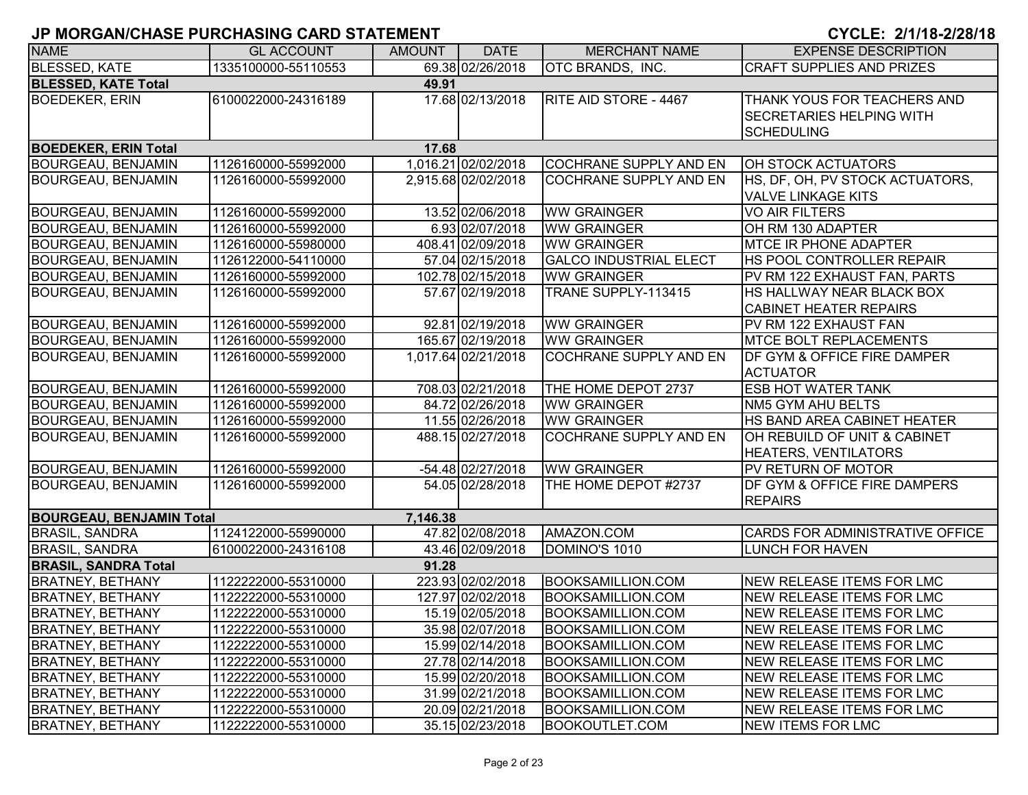# JP MORGAN/CHASE PURCHASING CARD STATEMENT

**CYCLE: 2/1/18-2/28/18**

| NAME | GL ACCOUNT | AMOUNT | DATE | MERCHANT NAME | EXPENSE DESCRIPTION |
|---|---|---|---|---|---|
| BLESSED, KATE | 1335100000-55110553 | 69.38 | 02/26/2018 | OTC BRANDS, INC. | CRAFT SUPPLIES AND PRIZES |
| **BLESSED, KATE Total** | | **49.91** | | | |
| BOEDEKER, ERIN | 6100022000-24316189 | 17.68 | 02/13/2018 | RITE AID STORE - 4467 | THANK YOUS FOR TEACHERS AND SECRETARIES HELPING WITH SCHEDULING |
| **BOEDEKER, ERIN Total** | | **17.68** | | | |
| BOURGEAU, BENJAMIN | 1126160000-55992000 | 1,016.21 | 02/02/2018 | COCHRANE SUPPLY AND EN | OH STOCK ACTUATORS |
| BOURGEAU, BENJAMIN | 1126160000-55992000 | 2,915.68 | 02/02/2018 | COCHRANE SUPPLY AND EN | HS, DF, OH, PV STOCK ACTUATORS, VALVE LINKAGE KITS |
| BOURGEAU, BENJAMIN | 1126160000-55992000 | 13.52 | 02/06/2018 | WW GRAINGER | VO AIR FILTERS |
| BOURGEAU, BENJAMIN | 1126160000-55992000 | 6.93 | 02/07/2018 | WW GRAINGER | OH RM 130 ADAPTER |
| BOURGEAU, BENJAMIN | 1126160000-55980000 | 408.41 | 02/09/2018 | WW GRAINGER | MTCE IR PHONE ADAPTER |
| BOURGEAU, BENJAMIN | 1126122000-54110000 | 57.04 | 02/15/2018 | GALCO INDUSTRIAL ELECT | HS POOL CONTROLLER REPAIR |
| BOURGEAU, BENJAMIN | 1126160000-55992000 | 102.78 | 02/15/2018 | WW GRAINGER | PV RM 122 EXHAUST FAN, PARTS |
| BOURGEAU, BENJAMIN | 1126160000-55992000 | 57.67 | 02/19/2018 | TRANE SUPPLY-113415 | HS HALLWAY NEAR BLACK BOX CABINET HEATER REPAIRS |
| BOURGEAU, BENJAMIN | 1126160000-55992000 | 92.81 | 02/19/2018 | WW GRAINGER | PV RM 122 EXHAUST FAN |
| BOURGEAU, BENJAMIN | 1126160000-55992000 | 165.67 | 02/19/2018 | WW GRAINGER | MTCE BOLT REPLACEMENTS |
| BOURGEAU, BENJAMIN | 1126160000-55992000 | 1,017.64 | 02/21/2018 | COCHRANE SUPPLY AND EN | DF GYM & OFFICE FIRE DAMPER ACTUATOR |
| BOURGEAU, BENJAMIN | 1126160000-55992000 | 708.03 | 02/21/2018 | THE HOME DEPOT 2737 | ESB HOT WATER TANK |
| BOURGEAU, BENJAMIN | 1126160000-55992000 | 84.72 | 02/26/2018 | WW GRAINGER | NM5 GYM AHU BELTS |
| BOURGEAU, BENJAMIN | 1126160000-55992000 | 11.55 | 02/26/2018 | WW GRAINGER | HS BAND AREA CABINET HEATER |
| BOURGEAU, BENJAMIN | 1126160000-55992000 | 488.15 | 02/27/2018 | COCHRANE SUPPLY AND EN | OH REBUILD OF UNIT & CABINET HEATERS, VENTILATORS |
| BOURGEAU, BENJAMIN | 1126160000-55992000 | -54.48 | 02/27/2018 | WW GRAINGER | PV RETURN OF MOTOR |
| BOURGEAU, BENJAMIN | 1126160000-55992000 | 54.05 | 02/28/2018 | THE HOME DEPOT #2737 | DF GYM & OFFICE FIRE DAMPERS REPAIRS |
| **BOURGEAU, BENJAMIN Total** | | **7,146.38** | | | |
| BRASIL, SANDRA | 1124122000-55990000 | 47.82 | 02/08/2018 | AMAZON.COM | CARDS FOR ADMINISTRATIVE OFFICE |
| BRASIL, SANDRA | 6100022000-24316108 | 43.46 | 02/09/2018 | DOMINO'S 1010 | LUNCH FOR HAVEN |
| **BRASIL, SANDRA Total** | | **91.28** | | | |
| BRATNEY, BETHANY | 1122222000-55310000 | 223.93 | 02/02/2018 | BOOKSAMILLION.COM | NEW RELEASE ITEMS FOR LMC |
| BRATNEY, BETHANY | 1122222000-55310000 | 127.97 | 02/02/2018 | BOOKSAMILLION.COM | NEW RELEASE ITEMS FOR LMC |
| BRATNEY, BETHANY | 1122222000-55310000 | 15.19 | 02/05/2018 | BOOKSAMILLION.COM | NEW RELEASE ITEMS FOR LMC |
| BRATNEY, BETHANY | 1122222000-55310000 | 35.98 | 02/07/2018 | BOOKSAMILLION.COM | NEW RELEASE ITEMS FOR LMC |
| BRATNEY, BETHANY | 1122222000-55310000 | 15.99 | 02/14/2018 | BOOKSAMILLION.COM | NEW RELEASE ITEMS FOR LMC |
| BRATNEY, BETHANY | 1122222000-55310000 | 27.78 | 02/14/2018 | BOOKSAMILLION.COM | NEW RELEASE ITEMS FOR LMC |
| BRATNEY, BETHANY | 1122222000-55310000 | 15.99 | 02/20/2018 | BOOKSAMILLION.COM | NEW RELEASE ITEMS FOR LMC |
| BRATNEY, BETHANY | 1122222000-55310000 | 31.99 | 02/21/2018 | BOOKSAMILLION.COM | NEW RELEASE ITEMS FOR LMC |
| BRATNEY, BETHANY | 1122222000-55310000 | 20.09 | 02/21/2018 | BOOKSAMILLION.COM | NEW RELEASE ITEMS FOR LMC |
| BRATNEY, BETHANY | 1122222000-55310000 | 35.15 | 02/23/2018 | BOOKOUTLET.COM | NEW ITEMS FOR LMC |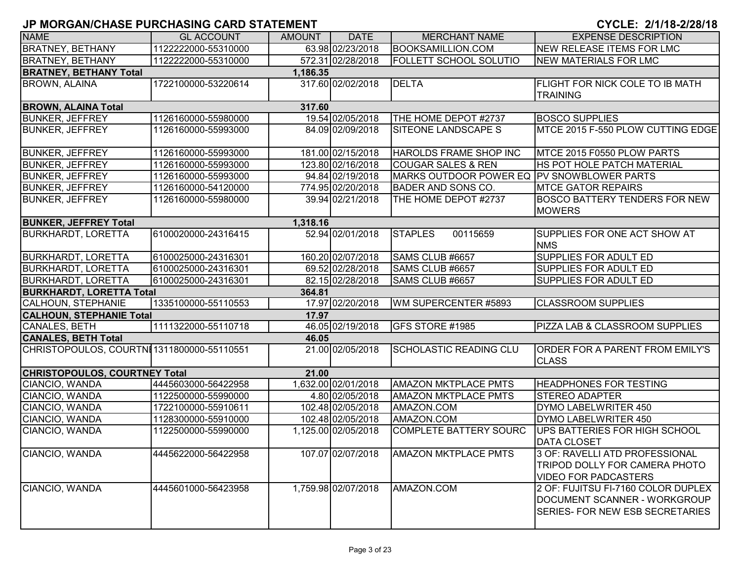# JP MORGAN/CHASE PURCHASING CARD STATEMENT

**CYCLE: 2/1/18-2/28/18**

| NAME | GL ACCOUNT | AMOUNT | DATE | MERCHANT NAME | EXPENSE DESCRIPTION |
|---|---|---|---|---|---|
| BRATNEY, BETHANY | 1122222000-55310000 | 63.98 | 02/23/2018 | BOOKSAMILLION.COM | NEW RELEASE ITEMS FOR LMC |
| BRATNEY, BETHANY | 1122222000-55310000 | 572.31 | 02/28/2018 | FOLLETT SCHOOL SOLUTIO | NEW MATERIALS FOR LMC |
| **BRATNEY, BETHANY Total** | | **1,186.35** | | | |
| BROWN, ALAINA | 1722100000-53220614 | 317.60 | 02/02/2018 | DELTA | FLIGHT FOR NICK COLE TO IB MATH TRAINING |
| **BROWN, ALAINA Total** | | **317.60** | | | |
| BUNKER, JEFFREY | 1126160000-55980000 | 19.54 | 02/05/2018 | THE HOME DEPOT #2737 | BOSCO SUPPLIES |
| BUNKER, JEFFREY | 1126160000-55993000 | 84.09 | 02/09/2018 | SITEONE LANDSCAPE S | MTCE 2015 F-550 PLOW CUTTING EDGE |
| BUNKER, JEFFREY | 1126160000-55993000 | 181.00 | 02/15/2018 | HAROLDS FRAME SHOP INC | MTCE 2015 F0550 PLOW PARTS |
| BUNKER, JEFFREY | 1126160000-55993000 | 123.80 | 02/16/2018 | COUGAR SALES & REN | HS POT HOLE PATCH MATERIAL |
| BUNKER, JEFFREY | 1126160000-55993000 | 94.84 | 02/19/2018 | MARKS OUTDOOR POWER EQ | PV SNOWBLOWER PARTS |
| BUNKER, JEFFREY | 1126160000-54120000 | 774.95 | 02/20/2018 | BADER AND SONS CO. | MTCE GATOR REPAIRS |
| BUNKER, JEFFREY | 1126160000-55980000 | 39.94 | 02/21/2018 | THE HOME DEPOT #2737 | BOSCO BATTERY TENDERS FOR NEW MOWERS |
| **BUNKER, JEFFREY Total** | | **1,318.16** | | | |
| BURKHARDT, LORETTA | 6100020000-24316415 | 52.94 | 02/01/2018 | STAPLES 00115659 | SUPPLIES FOR ONE ACT SHOW AT NMS |
| BURKHARDT, LORETTA | 6100025000-24316301 | 160.20 | 02/07/2018 | SAMS CLUB #6657 | SUPPLIES FOR ADULT ED |
| BURKHARDT, LORETTA | 6100025000-24316301 | 69.52 | 02/28/2018 | SAMS CLUB #6657 | SUPPLIES FOR ADULT ED |
| BURKHARDT, LORETTA | 6100025000-24316301 | 82.15 | 02/28/2018 | SAMS CLUB #6657 | SUPPLIES FOR ADULT ED |
| **BURKHARDT, LORETTA Total** | | **364.81** | | | |
| CALHOUN, STEPHANIE | 1335100000-55110553 | 17.97 | 02/20/2018 | WM SUPERCENTER #5893 | CLASSROOM SUPPLIES |
| **CALHOUN, STEPHANIE Total** | | **17.97** | | | |
| CANALES, BETH | 1111322000-55110718 | 46.05 | 02/19/2018 | GFS STORE #1985 | PIZZA LAB & CLASSROOM SUPPLIES |
| **CANALES, BETH Total** | | **46.05** | | | |
| CHRISTOPOULOS, COURTNI | 1311800000-55110551 | 21.00 | 02/05/2018 | SCHOLASTIC READING CLU | ORDER FOR A PARENT FROM EMILY'S CLASS |
| **CHRISTOPOULOS, COURTNEY Total** | | **21.00** | | | |
| CIANCIO, WANDA | 4445603000-56422958 | 1,632.00 | 02/01/2018 | AMAZON MKTPLACE PMTS | HEADPHONES FOR TESTING |
| CIANCIO, WANDA | 1122500000-55990000 | 4.80 | 02/05/2018 | AMAZON MKTPLACE PMTS | STEREO ADAPTER |
| CIANCIO, WANDA | 1722100000-55910611 | 102.48 | 02/05/2018 | AMAZON.COM | DYMO LABELWRITER 450 |
| CIANCIO, WANDA | 1128300000-55910000 | 102.48 | 02/05/2018 | AMAZON.COM | DYMO LABELWRITER 450 |
| CIANCIO, WANDA | 1122500000-55990000 | 1,125.00 | 02/05/2018 | COMPLETE BATTERY SOURC | UPS BATTERIES FOR HIGH SCHOOL DATA CLOSET |
| CIANCIO, WANDA | 4445622000-56422958 | 107.07 | 02/07/2018 | AMAZON MKTPLACE PMTS | 3 OF: RAVELLI ATD PROFESSIONAL TRIPOD DOLLY FOR CAMERA PHOTO VIDEO FOR PADCASTERS |
| CIANCIO, WANDA | 4445601000-56423958 | 1,759.98 | 02/07/2018 | AMAZON.COM | 2 OF: FUJITSU FI-7160 COLOR DUPLEX DOCUMENT SCANNER - WORKGROUP SERIES- FOR NEW ESB SECRETARIES |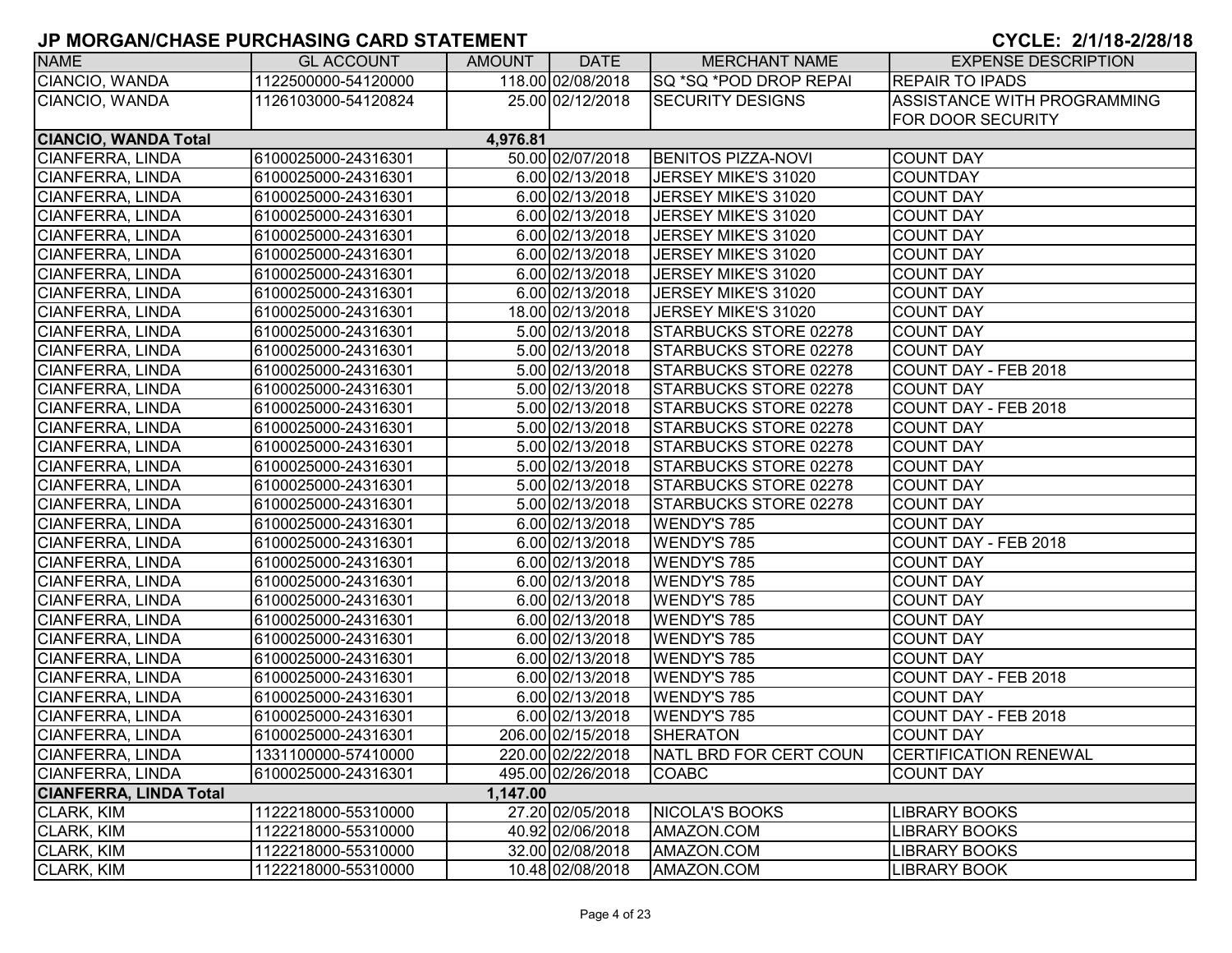# JP MORGAN/CHASE PURCHASING CARD STATEMENT

**CYCLE: 2/1/18-2/28/18**

| NAME | GL ACCOUNT | AMOUNT | DATE | MERCHANT NAME | EXPENSE DESCRIPTION |
|---|---|---|---|---|---|
| CIANCIO, WANDA | 1122500000-54120000 | 118.00 | 02/08/2018 | SQ *SQ *POD DROP REPAI | REPAIR TO IPADS |
| CIANCIO, WANDA | 1126103000-54120824 | 25.00 | 02/12/2018 | SECURITY DESIGNS | ASSISTANCE WITH PROGRAMMING FOR DOOR SECURITY |
| **CIANCIO, WANDA Total** | | **4,976.81** | | | |
| CIANFERRA, LINDA | 6100025000-24316301 | 50.00 | 02/07/2018 | BENITOS PIZZA-NOVI | COUNT DAY |
| CIANFERRA, LINDA | 6100025000-24316301 | 6.00 | 02/13/2018 | JERSEY MIKE'S 31020 | COUNTDAY |
| CIANFERRA, LINDA | 6100025000-24316301 | 6.00 | 02/13/2018 | JERSEY MIKE'S 31020 | COUNT DAY |
| CIANFERRA, LINDA | 6100025000-24316301 | 6.00 | 02/13/2018 | JERSEY MIKE'S 31020 | COUNT DAY |
| CIANFERRA, LINDA | 6100025000-24316301 | 6.00 | 02/13/2018 | JERSEY MIKE'S 31020 | COUNT DAY |
| CIANFERRA, LINDA | 6100025000-24316301 | 6.00 | 02/13/2018 | JERSEY MIKE'S 31020 | COUNT DAY |
| CIANFERRA, LINDA | 6100025000-24316301 | 6.00 | 02/13/2018 | JERSEY MIKE'S 31020 | COUNT DAY |
| CIANFERRA, LINDA | 6100025000-24316301 | 6.00 | 02/13/2018 | JERSEY MIKE'S 31020 | COUNT DAY |
| CIANFERRA, LINDA | 6100025000-24316301 | 18.00 | 02/13/2018 | JERSEY MIKE'S 31020 | COUNT DAY |
| CIANFERRA, LINDA | 6100025000-24316301 | 5.00 | 02/13/2018 | STARBUCKS STORE 02278 | COUNT DAY |
| CIANFERRA, LINDA | 6100025000-24316301 | 5.00 | 02/13/2018 | STARBUCKS STORE 02278 | COUNT DAY |
| CIANFERRA, LINDA | 6100025000-24316301 | 5.00 | 02/13/2018 | STARBUCKS STORE 02278 | COUNT DAY - FEB 2018 |
| CIANFERRA, LINDA | 6100025000-24316301 | 5.00 | 02/13/2018 | STARBUCKS STORE 02278 | COUNT DAY |
| CIANFERRA, LINDA | 6100025000-24316301 | 5.00 | 02/13/2018 | STARBUCKS STORE 02278 | COUNT DAY - FEB 2018 |
| CIANFERRA, LINDA | 6100025000-24316301 | 5.00 | 02/13/2018 | STARBUCKS STORE 02278 | COUNT DAY |
| CIANFERRA, LINDA | 6100025000-24316301 | 5.00 | 02/13/2018 | STARBUCKS STORE 02278 | COUNT DAY |
| CIANFERRA, LINDA | 6100025000-24316301 | 5.00 | 02/13/2018 | STARBUCKS STORE 02278 | COUNT DAY |
| CIANFERRA, LINDA | 6100025000-24316301 | 5.00 | 02/13/2018 | STARBUCKS STORE 02278 | COUNT DAY |
| CIANFERRA, LINDA | 6100025000-24316301 | 5.00 | 02/13/2018 | STARBUCKS STORE 02278 | COUNT DAY |
| CIANFERRA, LINDA | 6100025000-24316301 | 6.00 | 02/13/2018 | WENDY'S 785 | COUNT DAY |
| CIANFERRA, LINDA | 6100025000-24316301 | 6.00 | 02/13/2018 | WENDY'S 785 | COUNT DAY - FEB 2018 |
| CIANFERRA, LINDA | 6100025000-24316301 | 6.00 | 02/13/2018 | WENDY'S 785 | COUNT DAY |
| CIANFERRA, LINDA | 6100025000-24316301 | 6.00 | 02/13/2018 | WENDY'S 785 | COUNT DAY |
| CIANFERRA, LINDA | 6100025000-24316301 | 6.00 | 02/13/2018 | WENDY'S 785 | COUNT DAY |
| CIANFERRA, LINDA | 6100025000-24316301 | 6.00 | 02/13/2018 | WENDY'S 785 | COUNT DAY |
| CIANFERRA, LINDA | 6100025000-24316301 | 6.00 | 02/13/2018 | WENDY'S 785 | COUNT DAY |
| CIANFERRA, LINDA | 6100025000-24316301 | 6.00 | 02/13/2018 | WENDY'S 785 | COUNT DAY |
| CIANFERRA, LINDA | 6100025000-24316301 | 6.00 | 02/13/2018 | WENDY'S 785 | COUNT DAY - FEB 2018 |
| CIANFERRA, LINDA | 6100025000-24316301 | 6.00 | 02/13/2018 | WENDY'S 785 | COUNT DAY |
| CIANFERRA, LINDA | 6100025000-24316301 | 6.00 | 02/13/2018 | WENDY'S 785 | COUNT DAY - FEB 2018 |
| CIANFERRA, LINDA | 6100025000-24316301 | 206.00 | 02/15/2018 | SHERATON | COUNT DAY |
| CIANFERRA, LINDA | 1331100000-57410000 | 220.00 | 02/22/2018 | NATL BRD FOR CERT COUN | CERTIFICATION RENEWAL |
| CIANFERRA, LINDA | 6100025000-24316301 | 495.00 | 02/26/2018 | COABC | COUNT DAY |
| **CIANFERRA, LINDA Total** | | **1,147.00** | | | |
| CLARK, KIM | 1122218000-55310000 | 27.20 | 02/05/2018 | NICOLA'S BOOKS | LIBRARY BOOKS |
| CLARK, KIM | 1122218000-55310000 | 40.92 | 02/06/2018 | AMAZON.COM | LIBRARY BOOKS |
| CLARK, KIM | 1122218000-55310000 | 32.00 | 02/08/2018 | AMAZON.COM | LIBRARY BOOKS |
| CLARK, KIM | 1122218000-55310000 | 10.48 | 02/08/2018 | AMAZON.COM | LIBRARY BOOK |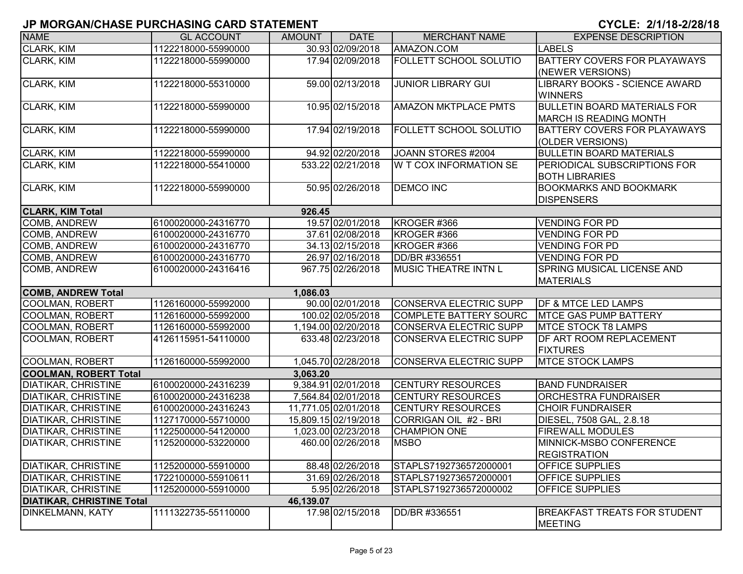# JP MORGAN/CHASE PURCHASING CARD STATEMENT

**CYCLE: 2/1/18-2/28/18**

| NAME | GL ACCOUNT | AMOUNT | DATE | MERCHANT NAME | EXPENSE DESCRIPTION |
|---|---|---|---|---|---|
| CLARK, KIM | 1122218000-55990000 | 30.93 | 02/09/2018 | AMAZON.COM | LABELS |
| CLARK, KIM | 1122218000-55990000 | 17.94 | 02/09/2018 | FOLLETT SCHOOL SOLUTIO | BATTERY COVERS FOR PLAYAWAYS (NEWER VERSIONS) |
| CLARK, KIM | 1122218000-55310000 | 59.00 | 02/13/2018 | JUNIOR LIBRARY GUI | LIBRARY BOOKS - SCIENCE AWARD WINNERS |
| CLARK, KIM | 1122218000-55990000 | 10.95 | 02/15/2018 | AMAZON MKTPLACE PMTS | BULLETIN BOARD MATERIALS FOR MARCH IS READING MONTH |
| CLARK, KIM | 1122218000-55990000 | 17.94 | 02/19/2018 | FOLLETT SCHOOL SOLUTIO | BATTERY COVERS FOR PLAYAWAYS (OLDER VERSIONS) |
| CLARK, KIM | 1122218000-55990000 | 94.92 | 02/20/2018 | JOANN STORES #2004 | BULLETIN BOARD MATERIALS |
| CLARK, KIM | 1122218000-55410000 | 533.22 | 02/21/2018 | W T COX INFORMATION SE | PERIODICAL SUBSCRIPTIONS FOR BOTH LIBRARIES |
| CLARK, KIM | 1122218000-55990000 | 50.95 | 02/26/2018 | DEMCO INC | BOOKMARKS AND BOOKMARK DISPENSERS |
| **CLARK, KIM Total** | | **926.45** | | | |
| COMB, ANDREW | 6100020000-24316770 | 19.57 | 02/01/2018 | KROGER #366 | VENDING FOR PD |
| COMB, ANDREW | 6100020000-24316770 | 37.61 | 02/08/2018 | KROGER #366 | VENDING FOR PD |
| COMB, ANDREW | 6100020000-24316770 | 34.13 | 02/15/2018 | KROGER #366 | VENDING FOR PD |
| COMB, ANDREW | 6100020000-24316770 | 26.97 | 02/16/2018 | DD/BR #336551 | VENDING FOR PD |
| COMB, ANDREW | 6100020000-24316416 | 967.75 | 02/26/2018 | MUSIC THEATRE INTN L | SPRING MUSICAL LICENSE AND MATERIALS |
| **COMB, ANDREW Total** | | **1,086.03** | | | |
| COOLMAN, ROBERT | 1126160000-55992000 | 90.00 | 02/01/2018 | CONSERVA ELECTRIC SUPP | DF & MTCE LED LAMPS |
| COOLMAN, ROBERT | 1126160000-55992000 | 100.02 | 02/05/2018 | COMPLETE BATTERY SOURC | MTCE GAS PUMP BATTERY |
| COOLMAN, ROBERT | 1126160000-55992000 | 1,194.00 | 02/20/2018 | CONSERVA ELECTRIC SUPP | MTCE STOCK T8 LAMPS |
| COOLMAN, ROBERT | 4126115951-54110000 | 633.48 | 02/23/2018 | CONSERVA ELECTRIC SUPP | DF ART ROOM REPLACEMENT FIXTURES |
| COOLMAN, ROBERT | 1126160000-55992000 | 1,045.70 | 02/28/2018 | CONSERVA ELECTRIC SUPP | MTCE STOCK LAMPS |
| **COOLMAN, ROBERT Total** | | **3,063.20** | | | |
| DIATIKAR, CHRISTINE | 6100020000-24316239 | 9,384.91 | 02/01/2018 | CENTURY RESOURCES | BAND FUNDRAISER |
| DIATIKAR, CHRISTINE | 6100020000-24316238 | 7,564.84 | 02/01/2018 | CENTURY RESOURCES | ORCHESTRA FUNDRAISER |
| DIATIKAR, CHRISTINE | 6100020000-24316243 | 11,771.05 | 02/01/2018 | CENTURY RESOURCES | CHOIR FUNDRAISER |
| DIATIKAR, CHRISTINE | 1127170000-55710000 | 15,809.15 | 02/19/2018 | CORRIGAN OIL #2 - BRI | DIESEL, 7508 GAL, 2.8.18 |
| DIATIKAR, CHRISTINE | 1122500000-54120000 | 1,023.00 | 02/23/2018 | CHAMPION ONE | FIREWALL MODULES |
| DIATIKAR, CHRISTINE | 1125200000-53220000 | 460.00 | 02/26/2018 | MSBO | MINNICK-MSBO CONFERENCE REGISTRATION |
| DIATIKAR, CHRISTINE | 1125200000-55910000 | 88.48 | 02/26/2018 | STAPLS7192736572000001 | OFFICE SUPPLIES |
| DIATIKAR, CHRISTINE | 1722100000-55910611 | 31.69 | 02/26/2018 | STAPLS7192736572000001 | OFFICE SUPPLIES |
| DIATIKAR, CHRISTINE | 1125200000-55910000 | 5.95 | 02/26/2018 | STAPLS7192736572000002 | OFFICE SUPPLIES |
| **DIATIKAR, CHRISTINE Total** | | **46,139.07** | | | |
| DINKELMANN, KATY | 1111322735-55110000 | 17.98 | 02/15/2018 | DD/BR #336551 | BREAKFAST TREATS FOR STUDENT MEETING |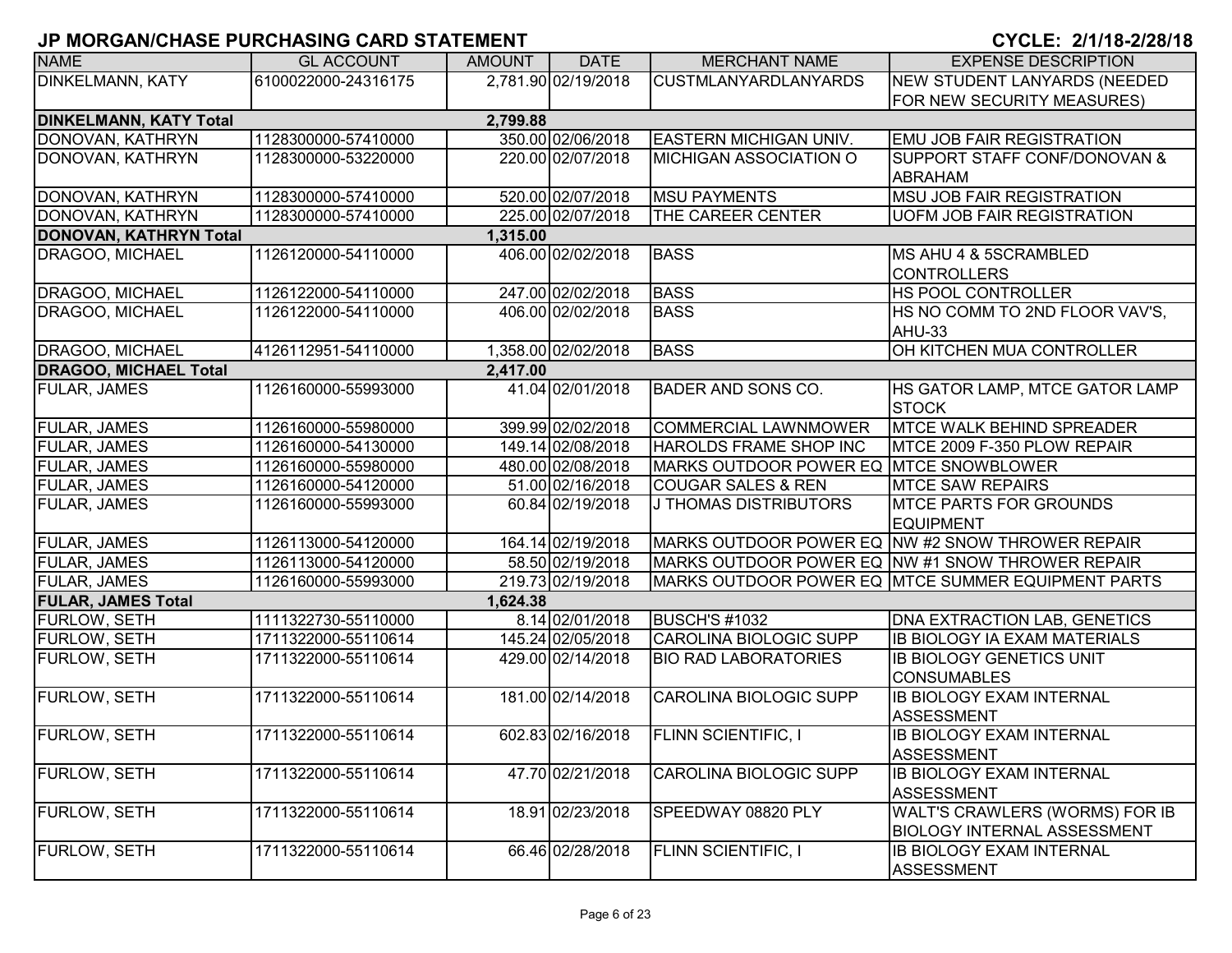## JP MORGAN/CHASE PURCHASING CARD STATEMENT

**CYCLE: 2/1/18-2/28/18**

| NAME | GL ACCOUNT | AMOUNT | DATE | MERCHANT NAME | EXPENSE DESCRIPTION |
|---|---|---|---|---|---|
| DINKELMANN, KATY | 6100022000-24316175 | 2,781.90 | 02/19/2018 | CUSTMLANYARDLANYARDS | NEW STUDENT LANYARDS (NEEDED FOR NEW SECURITY MEASURES) |
| **DINKELMANN, KATY Total** | | **2,799.88** | | | |
| DONOVAN, KATHRYN | 1128300000-57410000 | 350.00 | 02/06/2018 | EASTERN MICHIGAN UNIV. | EMU JOB FAIR REGISTRATION |
| DONOVAN, KATHRYN | 1128300000-53220000 | 220.00 | 02/07/2018 | MICHIGAN ASSOCIATION O | SUPPORT STAFF CONF/DONOVAN & ABRAHAM |
| DONOVAN, KATHRYN | 1128300000-57410000 | 520.00 | 02/07/2018 | MSU PAYMENTS | MSU JOB FAIR REGISTRATION |
| DONOVAN, KATHRYN | 1128300000-57410000 | 225.00 | 02/07/2018 | THE CAREER CENTER | UOFM JOB FAIR REGISTRATION |
| **DONOVAN, KATHRYN Total** | | **1,315.00** | | | |
| DRAGOO, MICHAEL | 1126120000-54110000 | 406.00 | 02/02/2018 | BASS | MS AHU 4 & 5SCRAMBLED CONTROLLERS |
| DRAGOO, MICHAEL | 1126122000-54110000 | 247.00 | 02/02/2018 | BASS | HS POOL CONTROLLER |
| DRAGOO, MICHAEL | 1126122000-54110000 | 406.00 | 02/02/2018 | BASS | HS NO COMM TO 2ND FLOOR VAV'S, AHU-33 |
| DRAGOO, MICHAEL | 4126112951-54110000 | 1,358.00 | 02/02/2018 | BASS | OH KITCHEN MUA CONTROLLER |
| **DRAGOO, MICHAEL Total** | | **2,417.00** | | | |
| FULAR, JAMES | 1126160000-55993000 | 41.04 | 02/01/2018 | BADER AND SONS CO. | HS GATOR LAMP, MTCE GATOR LAMP STOCK |
| FULAR, JAMES | 1126160000-55980000 | 399.99 | 02/02/2018 | COMMERCIAL LAWNMOWER | MTCE WALK BEHIND SPREADER |
| FULAR, JAMES | 1126160000-54130000 | 149.14 | 02/08/2018 | HAROLDS FRAME SHOP INC | MTCE 2009 F-350 PLOW REPAIR |
| FULAR, JAMES | 1126160000-55980000 | 480.00 | 02/08/2018 | MARKS OUTDOOR POWER EQ | MTCE SNOWBLOWER |
| FULAR, JAMES | 1126160000-54120000 | 51.00 | 02/16/2018 | COUGAR SALES & REN | MTCE SAW REPAIRS |
| FULAR, JAMES | 1126160000-55993000 | 60.84 | 02/19/2018 | J THOMAS DISTRIBUTORS | MTCE PARTS FOR GROUNDS EQUIPMENT |
| FULAR, JAMES | 1126113000-54120000 | 164.14 | 02/19/2018 | MARKS OUTDOOR POWER EQ | NW #2 SNOW THROWER REPAIR |
| FULAR, JAMES | 1126113000-54120000 | 58.50 | 02/19/2018 | MARKS OUTDOOR POWER EQ | NW #1 SNOW THROWER REPAIR |
| FULAR, JAMES | 1126160000-55993000 | 219.73 | 02/19/2018 | MARKS OUTDOOR POWER EQ | MTCE SUMMER EQUIPMENT PARTS |
| **FULAR, JAMES Total** | | **1,624.38** | | | |
| FURLOW, SETH | 1111322730-55110000 | 8.14 | 02/01/2018 | BUSCH'S #1032 | DNA EXTRACTION LAB, GENETICS |
| FURLOW, SETH | 1711322000-55110614 | 145.24 | 02/05/2018 | CAROLINA BIOLOGIC SUPP | IB BIOLOGY IA EXAM MATERIALS |
| FURLOW, SETH | 1711322000-55110614 | 429.00 | 02/14/2018 | BIO RAD LABORATORIES | IB BIOLOGY GENETICS UNIT CONSUMABLES |
| FURLOW, SETH | 1711322000-55110614 | 181.00 | 02/14/2018 | CAROLINA BIOLOGIC SUPP | IB BIOLOGY EXAM INTERNAL ASSESSMENT |
| FURLOW, SETH | 1711322000-55110614 | 602.83 | 02/16/2018 | FLINN SCIENTIFIC, I | IB BIOLOGY EXAM INTERNAL ASSESSMENT |
| FURLOW, SETH | 1711322000-55110614 | 47.70 | 02/21/2018 | CAROLINA BIOLOGIC SUPP | IB BIOLOGY EXAM INTERNAL ASSESSMENT |
| FURLOW, SETH | 1711322000-55110614 | 18.91 | 02/23/2018 | SPEEDWAY 08820 PLY | WALT'S CRAWLERS (WORMS) FOR IB BIOLOGY INTERNAL ASSESSMENT |
| FURLOW, SETH | 1711322000-55110614 | 66.46 | 02/28/2018 | FLINN SCIENTIFIC, I | IB BIOLOGY EXAM INTERNAL ASSESSMENT |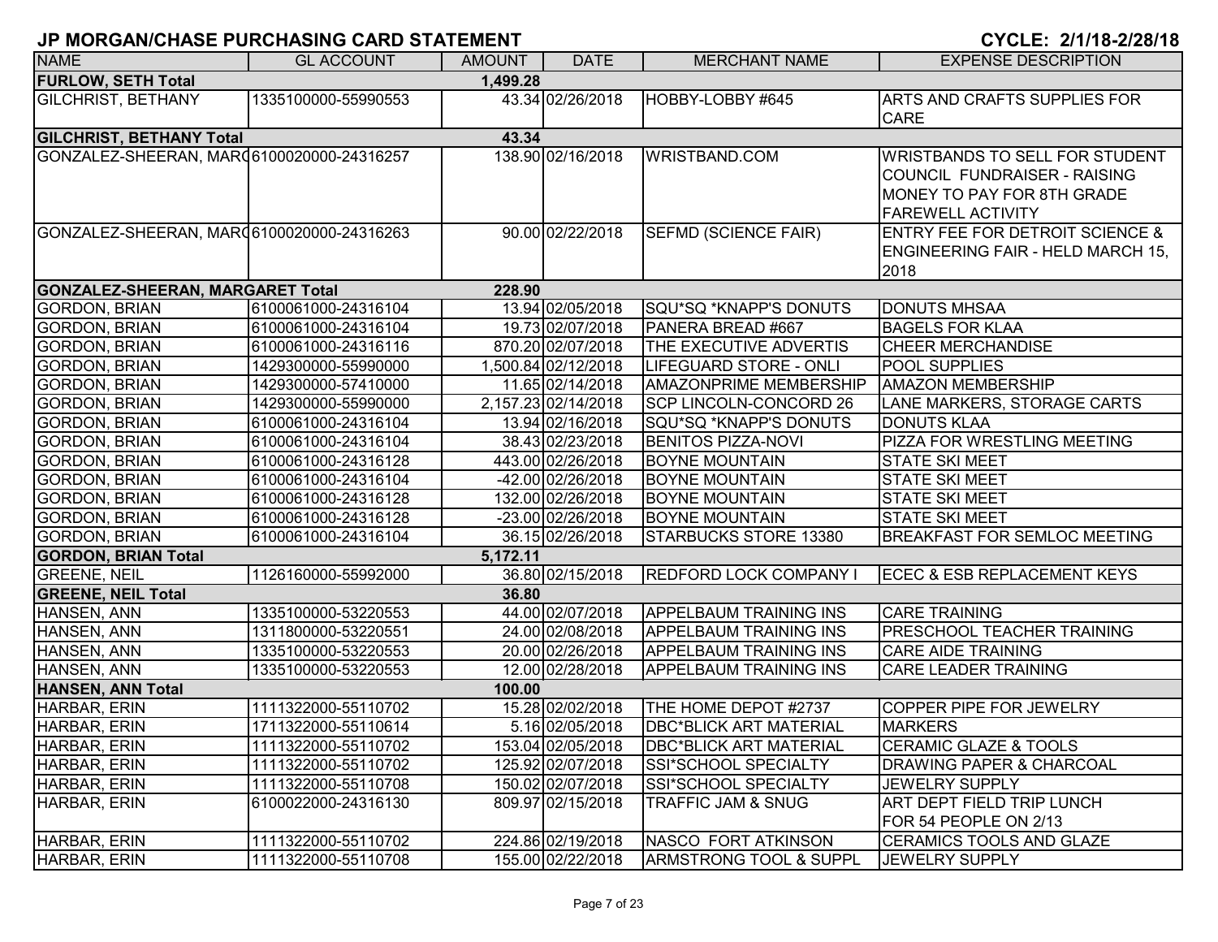# JP MORGAN/CHASE PURCHASING CARD STATEMENT

CYCLE: 2/1/18-2/28/18

| NAME | GL ACCOUNT | AMOUNT | DATE | MERCHANT NAME | EXPENSE DESCRIPTION |
|---|---|---|---|---|---|
| **FURLOW, SETH Total** | | **1,499.28** | | | |
| GILCHRIST, BETHANY | 1335100000-55990553 | 43.34 | 02/26/2018 | HOBBY-LOBBY #645 | ARTS AND CRAFTS SUPPLIES FOR CARE |
| **GILCHRIST, BETHANY Total** | | **43.34** | | | |
| GONZALEZ-SHEERAN, MAR( | 6100020000-24316257 | 138.90 | 02/16/2018 | WRISTBAND.COM | WRISTBANDS TO SELL FOR STUDENT COUNCIL FUNDRAISER - RAISING MONEY TO PAY FOR 8TH GRADE FAREWELL ACTIVITY |
| GONZALEZ-SHEERAN, MAR( | 6100020000-24316263 | 90.00 | 02/22/2018 | SEFMD (SCIENCE FAIR) | ENTRY FEE FOR DETROIT SCIENCE & ENGINEERING FAIR - HELD MARCH 15, 2018 |
| **GONZALEZ-SHEERAN, MARGARET Total** | | **228.90** | | | |
| GORDON, BRIAN | 6100061000-24316104 | 13.94 | 02/05/2018 | SQU*SQ *KNAPP'S DONUTS | DONUTS MHSAA |
| GORDON, BRIAN | 6100061000-24316104 | 19.73 | 02/07/2018 | PANERA BREAD #667 | BAGELS FOR KLAA |
| GORDON, BRIAN | 6100061000-24316116 | 870.20 | 02/07/2018 | THE EXECUTIVE ADVERTIS | CHEER MERCHANDISE |
| GORDON, BRIAN | 1429300000-55990000 | 1,500.84 | 02/12/2018 | LIFEGUARD STORE - ONLI | POOL SUPPLIES |
| GORDON, BRIAN | 1429300000-57410000 | 11.65 | 02/14/2018 | AMAZONPRIME MEMBERSHIP | AMAZON MEMBERSHIP |
| GORDON, BRIAN | 1429300000-55990000 | 2,157.23 | 02/14/2018 | SCP LINCOLN-CONCORD 26 | LANE MARKERS, STORAGE CARTS |
| GORDON, BRIAN | 6100061000-24316104 | 13.94 | 02/16/2018 | SQU*SQ *KNAPP'S DONUTS | DONUTS KLAA |
| GORDON, BRIAN | 6100061000-24316104 | 38.43 | 02/23/2018 | BENITOS PIZZA-NOVI | PIZZA FOR WRESTLING MEETING |
| GORDON, BRIAN | 6100061000-24316128 | 443.00 | 02/26/2018 | BOYNE MOUNTAIN | STATE SKI MEET |
| GORDON, BRIAN | 6100061000-24316104 | -42.00 | 02/26/2018 | BOYNE MOUNTAIN | STATE SKI MEET |
| GORDON, BRIAN | 6100061000-24316128 | 132.00 | 02/26/2018 | BOYNE MOUNTAIN | STATE SKI MEET |
| GORDON, BRIAN | 6100061000-24316128 | -23.00 | 02/26/2018 | BOYNE MOUNTAIN | STATE SKI MEET |
| GORDON, BRIAN | 6100061000-24316104 | 36.15 | 02/26/2018 | STARBUCKS STORE 13380 | BREAKFAST FOR SEMLOC MEETING |
| **GORDON, BRIAN Total** | | **5,172.11** | | | |
| GREENE, NEIL | 1126160000-55992000 | 36.80 | 02/15/2018 | REDFORD LOCK COMPANY I | ECEC & ESB REPLACEMENT KEYS |
| **GREENE, NEIL Total** | | **36.80** | | | |
| HANSEN, ANN | 1335100000-53220553 | 44.00 | 02/07/2018 | APPELBAUM TRAINING INS | CARE TRAINING |
| HANSEN, ANN | 1311800000-53220551 | 24.00 | 02/08/2018 | APPELBAUM TRAINING INS | PRESCHOOL TEACHER TRAINING |
| HANSEN, ANN | 1335100000-53220553 | 20.00 | 02/26/2018 | APPELBAUM TRAINING INS | CARE AIDE TRAINING |
| HANSEN, ANN | 1335100000-53220553 | 12.00 | 02/28/2018 | APPELBAUM TRAINING INS | CARE LEADER TRAINING |
| **HANSEN, ANN Total** | | **100.00** | | | |
| HARBAR, ERIN | 1111322000-55110702 | 15.28 | 02/02/2018 | THE HOME DEPOT #2737 | COPPER PIPE FOR JEWELRY |
| HARBAR, ERIN | 1711322000-55110614 | 5.16 | 02/05/2018 | DBC*BLICK ART MATERIAL | MARKERS |
| HARBAR, ERIN | 1111322000-55110702 | 153.04 | 02/05/2018 | DBC*BLICK ART MATERIAL | CERAMIC GLAZE & TOOLS |
| HARBAR, ERIN | 1111322000-55110702 | 125.92 | 02/07/2018 | SSI*SCHOOL SPECIALTY | DRAWING PAPER & CHARCOAL |
| HARBAR, ERIN | 1111322000-55110708 | 150.02 | 02/07/2018 | SSI*SCHOOL SPECIALTY | JEWELRY SUPPLY |
| HARBAR, ERIN | 6100022000-24316130 | 809.97 | 02/15/2018 | TRAFFIC JAM & SNUG | ART DEPT FIELD TRIP LUNCH FOR 54 PEOPLE ON 2/13 |
| HARBAR, ERIN | 1111322000-55110702 | 224.86 | 02/19/2018 | NASCO FORT ATKINSON | CERAMICS TOOLS AND GLAZE |
| HARBAR, ERIN | 1111322000-55110708 | 155.00 | 02/22/2018 | ARMSTRONG TOOL & SUPPL | JEWELRY SUPPLY |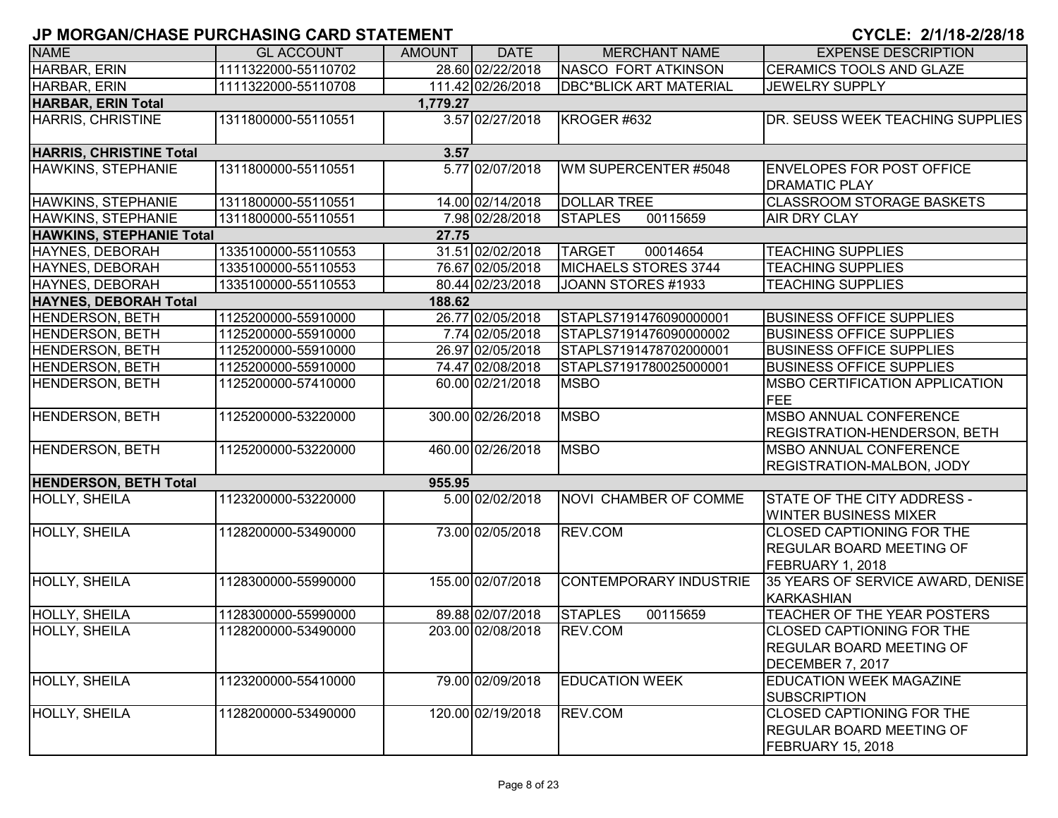## JP MORGAN/CHASE PURCHASING CARD STATEMENT

**CYCLE: 2/1/18-2/28/18**

| NAME | GL ACCOUNT | AMOUNT | DATE | MERCHANT NAME | EXPENSE DESCRIPTION |
|---|---|---|---|---|---|
| HARBAR, ERIN | 1111322000-55110702 | 28.60 | 02/22/2018 | NASCO FORT ATKINSON | CERAMICS TOOLS AND GLAZE |
| HARBAR, ERIN | 1111322000-55110708 | 111.42 | 02/26/2018 | DBC*BLICK ART MATERIAL | JEWELRY SUPPLY |
| **HARBAR, ERIN Total** | | **1,779.27** | | | |
| HARRIS, CHRISTINE | 1311800000-55110551 | 3.57 | 02/27/2018 | KROGER #632 | DR. SEUSS WEEK TEACHING SUPPLIES |
| **HARRIS, CHRISTINE Total** | | **3.57** | | | |
| HAWKINS, STEPHANIE | 1311800000-55110551 | 5.77 | 02/07/2018 | WM SUPERCENTER #5048 | ENVELOPES FOR POST OFFICE DRAMATIC PLAY |
| HAWKINS, STEPHANIE | 1311800000-55110551 | 14.00 | 02/14/2018 | DOLLAR TREE | CLASSROOM STORAGE BASKETS |
| HAWKINS, STEPHANIE | 1311800000-55110551 | 7.98 | 02/28/2018 | STAPLES 00115659 | AIR DRY CLAY |
| **HAWKINS, STEPHANIE Total** | | **27.75** | | | |
| HAYNES, DEBORAH | 1335100000-55110553 | 31.51 | 02/02/2018 | TARGET 00014654 | TEACHING SUPPLIES |
| HAYNES, DEBORAH | 1335100000-55110553 | 76.67 | 02/05/2018 | MICHAELS STORES 3744 | TEACHING SUPPLIES |
| HAYNES, DEBORAH | 1335100000-55110553 | 80.44 | 02/23/2018 | JOANN STORES #1933 | TEACHING SUPPLIES |
| **HAYNES, DEBORAH Total** | | **188.62** | | | |
| HENDERSON, BETH | 1125200000-55910000 | 26.77 | 02/05/2018 | STAPLS7191476090000001 | BUSINESS OFFICE SUPPLIES |
| HENDERSON, BETH | 1125200000-55910000 | 7.74 | 02/05/2018 | STAPLS7191476090000002 | BUSINESS OFFICE SUPPLIES |
| HENDERSON, BETH | 1125200000-55910000 | 26.97 | 02/05/2018 | STAPLS7191478702000001 | BUSINESS OFFICE SUPPLIES |
| HENDERSON, BETH | 1125200000-55910000 | 74.47 | 02/08/2018 | STAPLS7191780025000001 | BUSINESS OFFICE SUPPLIES |
| HENDERSON, BETH | 1125200000-57410000 | 60.00 | 02/21/2018 | MSBO | MSBO CERTIFICATION APPLICATION FEE |
| HENDERSON, BETH | 1125200000-53220000 | 300.00 | 02/26/2018 | MSBO | MSBO ANNUAL CONFERENCE REGISTRATION-HENDERSON, BETH |
| HENDERSON, BETH | 1125200000-53220000 | 460.00 | 02/26/2018 | MSBO | MSBO ANNUAL CONFERENCE REGISTRATION-MALBON, JODY |
| **HENDERSON, BETH Total** | | **955.95** | | | |
| HOLLY, SHEILA | 1123200000-53220000 | 5.00 | 02/02/2018 | NOVI CHAMBER OF COMME | STATE OF THE CITY ADDRESS - WINTER BUSINESS MIXER |
| HOLLY, SHEILA | 1128200000-53490000 | 73.00 | 02/05/2018 | REV.COM | CLOSED CAPTIONING FOR THE REGULAR BOARD MEETING OF FEBRUARY 1, 2018 |
| HOLLY, SHEILA | 1128300000-55990000 | 155.00 | 02/07/2018 | CONTEMPORARY INDUSTRIE | 35 YEARS OF SERVICE AWARD, DENISE KARKASHIAN |
| HOLLY, SHEILA | 1128300000-55990000 | 89.88 | 02/07/2018 | STAPLES 00115659 | TEACHER OF THE YEAR POSTERS |
| HOLLY, SHEILA | 1128200000-53490000 | 203.00 | 02/08/2018 | REV.COM | CLOSED CAPTIONING FOR THE REGULAR BOARD MEETING OF DECEMBER 7, 2017 |
| HOLLY, SHEILA | 1123200000-55410000 | 79.00 | 02/09/2018 | EDUCATION WEEK | EDUCATION WEEK MAGAZINE SUBSCRIPTION |
| HOLLY, SHEILA | 1128200000-53490000 | 120.00 | 02/19/2018 | REV.COM | CLOSED CAPTIONING FOR THE REGULAR BOARD MEETING OF FEBRUARY 15, 2018 |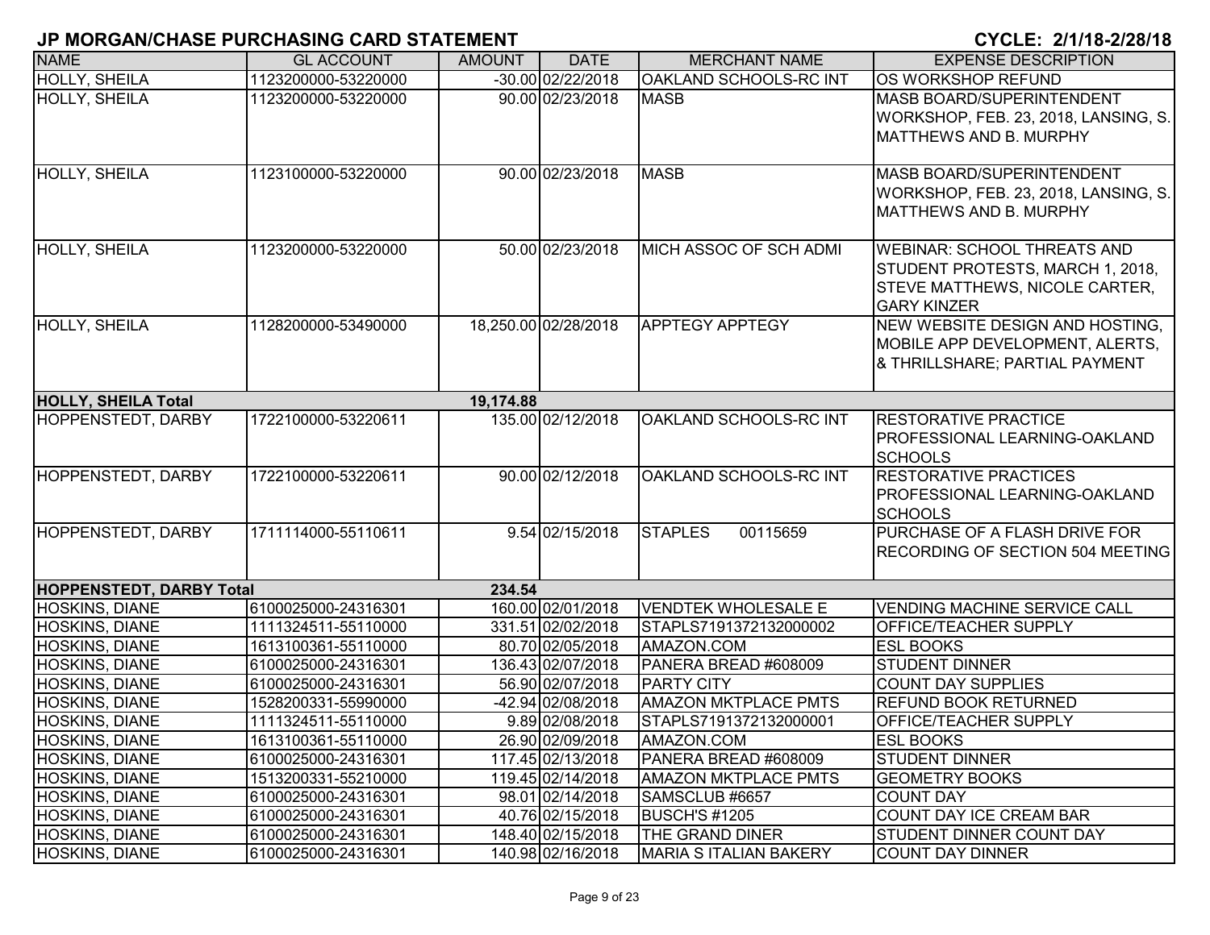# JP MORGAN/CHASE PURCHASING CARD STATEMENT

**CYCLE: 2/1/18-2/28/18**

| NAME | GL ACCOUNT | AMOUNT | DATE | MERCHANT NAME | EXPENSE DESCRIPTION |
|---|---|---|---|---|---|
| HOLLY, SHEILA | 1123200000-53220000 | -30.00 | 02/22/2018 | OAKLAND SCHOOLS-RC INT | OS WORKSHOP REFUND |
| HOLLY, SHEILA | 1123200000-53220000 | 90.00 | 02/23/2018 | MASB | MASB BOARD/SUPERINTENDENT WORKSHOP, FEB. 23, 2018, LANSING, S. MATTHEWS AND B. MURPHY |
| HOLLY, SHEILA | 1123100000-53220000 | 90.00 | 02/23/2018 | MASB | MASB BOARD/SUPERINTENDENT WORKSHOP, FEB. 23, 2018, LANSING, S. MATTHEWS AND B. MURPHY |
| HOLLY, SHEILA | 1123200000-53220000 | 50.00 | 02/23/2018 | MICH ASSOC OF SCH ADMI | WEBINAR: SCHOOL THREATS AND STUDENT PROTESTS, MARCH 1, 2018, STEVE MATTHEWS, NICOLE CARTER, GARY KINZER |
| HOLLY, SHEILA | 1128200000-53490000 | 18,250.00 | 02/28/2018 | APPTEGY APPTEGY | NEW WEBSITE DESIGN AND HOSTING, MOBILE APP DEVELOPMENT, ALERTS, & THRILLSHARE; PARTIAL PAYMENT |
| **HOLLY, SHEILA Total** | | **19,174.88** | | | |
| HOPPENSTEDT, DARBY | 1722100000-53220611 | 135.00 | 02/12/2018 | OAKLAND SCHOOLS-RC INT | RESTORATIVE PRACTICE PROFESSIONAL LEARNING-OAKLAND SCHOOLS |
| HOPPENSTEDT, DARBY | 1722100000-53220611 | 90.00 | 02/12/2018 | OAKLAND SCHOOLS-RC INT | RESTORATIVE PRACTICES PROFESSIONAL LEARNING-OAKLAND SCHOOLS |
| HOPPENSTEDT, DARBY | 1711114000-55110611 | 9.54 | 02/15/2018 | STAPLES 00115659 | PURCHASE OF A FLASH DRIVE FOR RECORDING OF SECTION 504 MEETING |
| **HOPPENSTEDT, DARBY Total** | | **234.54** | | | |
| HOSKINS, DIANE | 6100025000-24316301 | 160.00 | 02/01/2018 | VENDTEK WHOLESALE E | VENDING MACHINE SERVICE CALL |
| HOSKINS, DIANE | 1111324511-55110000 | 331.51 | 02/02/2018 | STAPLS7191372132000002 | OFFICE/TEACHER SUPPLY |
| HOSKINS, DIANE | 1613100361-55110000 | 80.70 | 02/05/2018 | AMAZON.COM | ESL BOOKS |
| HOSKINS, DIANE | 6100025000-24316301 | 136.43 | 02/07/2018 | PANERA BREAD #608009 | STUDENT DINNER |
| HOSKINS, DIANE | 6100025000-24316301 | 56.90 | 02/07/2018 | PARTY CITY | COUNT DAY SUPPLIES |
| HOSKINS, DIANE | 1528200331-55990000 | -42.94 | 02/08/2018 | AMAZON MKTPLACE PMTS | REFUND BOOK RETURNED |
| HOSKINS, DIANE | 1111324511-55110000 | 9.89 | 02/08/2018 | STAPLS7191372132000001 | OFFICE/TEACHER SUPPLY |
| HOSKINS, DIANE | 1613100361-55110000 | 26.90 | 02/09/2018 | AMAZON.COM | ESL BOOKS |
| HOSKINS, DIANE | 6100025000-24316301 | 117.45 | 02/13/2018 | PANERA BREAD #608009 | STUDENT DINNER |
| HOSKINS, DIANE | 1513200331-55210000 | 119.45 | 02/14/2018 | AMAZON MKTPLACE PMTS | GEOMETRY BOOKS |
| HOSKINS, DIANE | 6100025000-24316301 | 98.01 | 02/14/2018 | SAMSCLUB #6657 | COUNT DAY |
| HOSKINS, DIANE | 6100025000-24316301 | 40.76 | 02/15/2018 | BUSCH'S #1205 | COUNT DAY ICE CREAM BAR |
| HOSKINS, DIANE | 6100025000-24316301 | 148.40 | 02/15/2018 | THE GRAND DINER | STUDENT DINNER COUNT DAY |
| HOSKINS, DIANE | 6100025000-24316301 | 140.98 | 02/16/2018 | MARIA S ITALIAN BAKERY | COUNT DAY DINNER |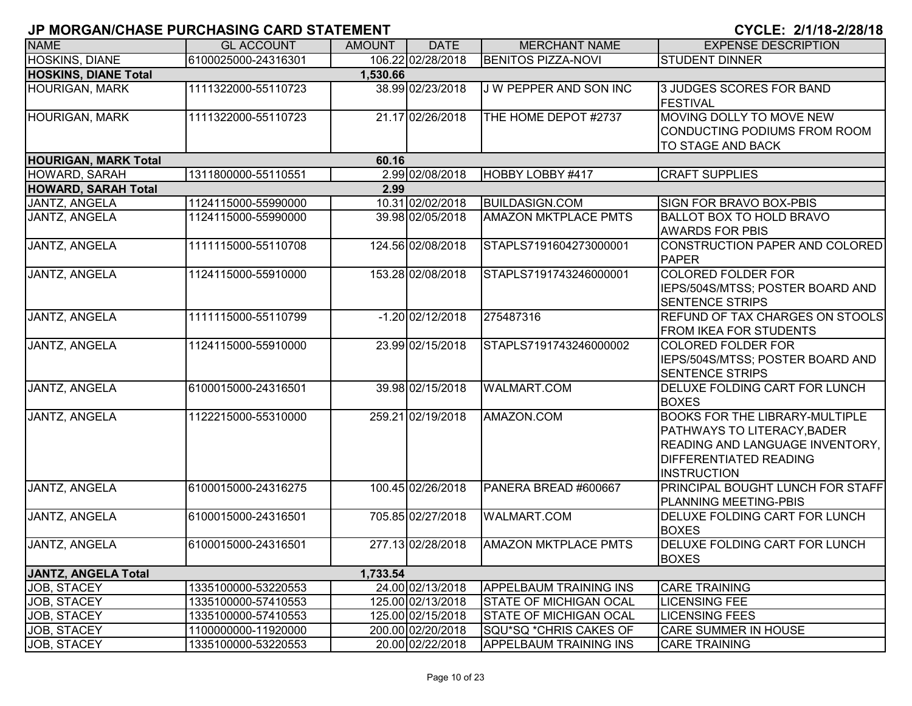**JP MORGAN/CHASE PURCHASING CARD STATEMENT** **CYCLE: 2/1/18-2/28/18**

| NAME | GL ACCOUNT | AMOUNT | DATE | MERCHANT NAME | EXPENSE DESCRIPTION |
|---|---|---|---|---|---|
| HOSKINS, DIANE | 6100025000-24316301 | 106.22 | 02/28/2018 | BENITOS PIZZA-NOVI | STUDENT DINNER |
| **HOSKINS, DIANE Total** | | **1,530.66** | | | |
| HOURIGAN, MARK | 1111322000-55110723 | 38.99 | 02/23/2018 | J W PEPPER AND SON INC | 3 JUDGES SCORES FOR BAND FESTIVAL |
| HOURIGAN, MARK | 1111322000-55110723 | 21.17 | 02/26/2018 | THE HOME DEPOT #2737 | MOVING DOLLY TO MOVE NEW CONDUCTING PODIUMS FROM ROOM TO STAGE AND BACK |
| **HOURIGAN, MARK Total** | | **60.16** | | | |
| HOWARD, SARAH | 1311800000-55110551 | 2.99 | 02/08/2018 | HOBBY LOBBY #417 | CRAFT SUPPLIES |
| **HOWARD, SARAH Total** | | **2.99** | | | |
| JANTZ, ANGELA | 1124115000-55990000 | 10.31 | 02/02/2018 | BUILDASIGN.COM | SIGN FOR BRAVO BOX-PBIS |
| JANTZ, ANGELA | 1124115000-55990000 | 39.98 | 02/05/2018 | AMAZON MKTPLACE PMTS | BALLOT BOX TO HOLD BRAVO AWARDS FOR PBIS |
| JANTZ, ANGELA | 1111115000-55110708 | 124.56 | 02/08/2018 | STAPLS7191604273000001 | CONSTRUCTION PAPER AND COLORED PAPER |
| JANTZ, ANGELA | 1124115000-55910000 | 153.28 | 02/08/2018 | STAPLS7191743246000001 | COLORED FOLDER FOR IEPS/504S/MTSS; POSTER BOARD AND SENTENCE STRIPS |
| JANTZ, ANGELA | 1111115000-55110799 | -1.20 | 02/12/2018 | 275487316 | REFUND OF TAX CHARGES ON STOOLS FROM IKEA FOR STUDENTS |
| JANTZ, ANGELA | 1124115000-55910000 | 23.99 | 02/15/2018 | STAPLS7191743246000002 | COLORED FOLDER FOR IEPS/504S/MTSS; POSTER BOARD AND SENTENCE STRIPS |
| JANTZ, ANGELA | 6100015000-24316501 | 39.98 | 02/15/2018 | WALMART.COM | DELUXE FOLDING CART FOR LUNCH BOXES |
| JANTZ, ANGELA | 1122215000-55310000 | 259.21 | 02/19/2018 | AMAZON.COM | BOOKS FOR THE LIBRARY-MULTIPLE PATHWAYS TO LITERACY,BADER READING AND LANGUAGE INVENTORY, DIFFERENTIATED READING INSTRUCTION |
| JANTZ, ANGELA | 6100015000-24316275 | 100.45 | 02/26/2018 | PANERA BREAD #600667 | PRINCIPAL BOUGHT LUNCH FOR STAFF PLANNING MEETING-PBIS |
| JANTZ, ANGELA | 6100015000-24316501 | 705.85 | 02/27/2018 | WALMART.COM | DELUXE FOLDING CART FOR LUNCH BOXES |
| JANTZ, ANGELA | 6100015000-24316501 | 277.13 | 02/28/2018 | AMAZON MKTPLACE PMTS | DELUXE FOLDING CART FOR LUNCH BOXES |
| **JANTZ, ANGELA Total** | | **1,733.54** | | | |
| JOB, STACEY | 1335100000-53220553 | 24.00 | 02/13/2018 | APPELBAUM TRAINING INS | CARE TRAINING |
| JOB, STACEY | 1335100000-57410553 | 125.00 | 02/13/2018 | STATE OF MICHIGAN OCAL | LICENSING FEE |
| JOB, STACEY | 1335100000-57410553 | 125.00 | 02/15/2018 | STATE OF MICHIGAN OCAL | LICENSING FEES |
| JOB, STACEY | 1100000000-11920000 | 200.00 | 02/20/2018 | SQU*SQ *CHRIS CAKES OF | CARE SUMMER IN HOUSE |
| JOB, STACEY | 1335100000-53220553 | 20.00 | 02/22/2018 | APPELBAUM TRAINING INS | CARE TRAINING |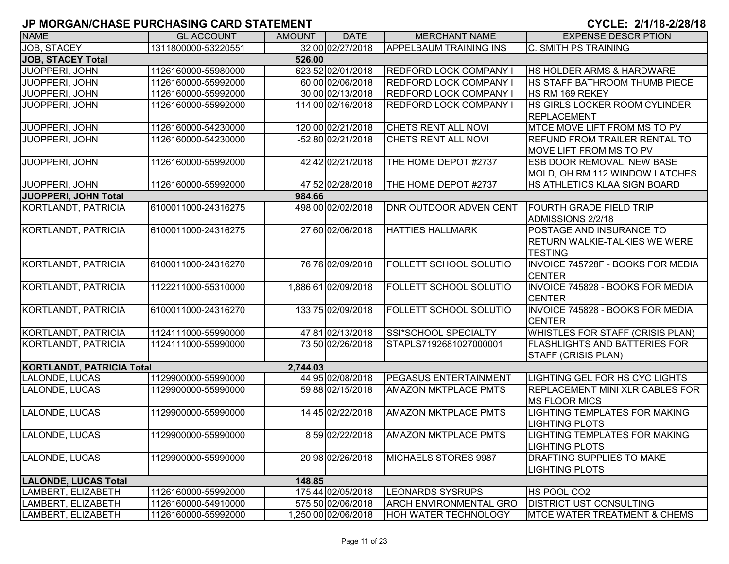# JP MORGAN/CHASE PURCHASING CARD STATEMENT

**CYCLE: 2/1/18-2/28/18**

| NAME | GL ACCOUNT | AMOUNT | DATE | MERCHANT NAME | EXPENSE DESCRIPTION |
|---|---|---|---|---|---|
| JOB, STACEY | 1311800000-53220551 | 32.00 | 02/27/2018 | APPELBAUM TRAINING INS | C. SMITH PS TRAINING |
| **JOB, STACEY Total** | | **526.00** | | | |
| JUOPPERI, JOHN | 1126160000-55980000 | 623.52 | 02/01/2018 | REDFORD LOCK COMPANY I | HS HOLDER ARMS & HARDWARE |
| JUOPPERI, JOHN | 1126160000-55992000 | 60.00 | 02/06/2018 | REDFORD LOCK COMPANY I | HS STAFF BATHROOM THUMB PIECE |
| JUOPPERI, JOHN | 1126160000-55992000 | 30.00 | 02/13/2018 | REDFORD LOCK COMPANY I | HS RM 169 REKEY |
| JUOPPERI, JOHN | 1126160000-55992000 | 114.00 | 02/16/2018 | REDFORD LOCK COMPANY I | HS GIRLS LOCKER ROOM CYLINDER REPLACEMENT |
| JUOPPERI, JOHN | 1126160000-54230000 | 120.00 | 02/21/2018 | CHETS RENT ALL NOVI | MTCE MOVE LIFT FROM MS TO PV |
| JUOPPERI, JOHN | 1126160000-54230000 | -52.80 | 02/21/2018 | CHETS RENT ALL NOVI | REFUND FROM TRAILER RENTAL TO MOVE LIFT FROM MS TO PV |
| JUOPPERI, JOHN | 1126160000-55992000 | 42.42 | 02/21/2018 | THE HOME DEPOT #2737 | ESB DOOR REMOVAL, NEW BASE MOLD, OH RM 112 WINDOW LATCHES |
| JUOPPERI, JOHN | 1126160000-55992000 | 47.52 | 02/28/2018 | THE HOME DEPOT #2737 | HS ATHLETICS KLAA SIGN BOARD |
| **JUOPPERI, JOHN Total** | | **984.66** | | | |
| KORTLANDT, PATRICIA | 6100011000-24316275 | 498.00 | 02/02/2018 | DNR OUTDOOR ADVEN CENT | FOURTH GRADE FIELD TRIP ADMISSIONS 2/2/18 |
| KORTLANDT, PATRICIA | 6100011000-24316275 | 27.60 | 02/06/2018 | HATTIES HALLMARK | POSTAGE AND INSURANCE TO RETURN WALKIE-TALKIES WE WERE TESTING |
| KORTLANDT, PATRICIA | 6100011000-24316270 | 76.76 | 02/09/2018 | FOLLETT SCHOOL SOLUTIO | INVOICE 745728F - BOOKS FOR MEDIA CENTER |
| KORTLANDT, PATRICIA | 1122211000-55310000 | 1,886.61 | 02/09/2018 | FOLLETT SCHOOL SOLUTIO | INVOICE 745828 - BOOKS FOR MEDIA CENTER |
| KORTLANDT, PATRICIA | 6100011000-24316270 | 133.75 | 02/09/2018 | FOLLETT SCHOOL SOLUTIO | INVOICE 745828 - BOOKS FOR MEDIA CENTER |
| KORTLANDT, PATRICIA | 1124111000-55990000 | 47.81 | 02/13/2018 | SSI*SCHOOL SPECIALTY | WHISTLES FOR STAFF (CRISIS PLAN) |
| KORTLANDT, PATRICIA | 1124111000-55990000 | 73.50 | 02/26/2018 | STAPLS7192681027000001 | FLASHLIGHTS AND BATTERIES FOR STAFF (CRISIS PLAN) |
| **KORTLANDT, PATRICIA Total** | | **2,744.03** | | | |
| LALONDE, LUCAS | 1129900000-55990000 | 44.95 | 02/08/2018 | PEGASUS ENTERTAINMENT | LIGHTING GEL FOR HS CYC LIGHTS |
| LALONDE, LUCAS | 1129900000-55990000 | 59.88 | 02/15/2018 | AMAZON MKTPLACE PMTS | REPLACEMENT MINI XLR CABLES FOR MS FLOOR MICS |
| LALONDE, LUCAS | 1129900000-55990000 | 14.45 | 02/22/2018 | AMAZON MKTPLACE PMTS | LIGHTING TEMPLATES FOR MAKING LIGHTING PLOTS |
| LALONDE, LUCAS | 1129900000-55990000 | 8.59 | 02/22/2018 | AMAZON MKTPLACE PMTS | LIGHTING TEMPLATES FOR MAKING LIGHTING PLOTS |
| LALONDE, LUCAS | 1129900000-55990000 | 20.98 | 02/26/2018 | MICHAELS STORES 9987 | DRAFTING SUPPLIES TO MAKE LIGHTING PLOTS |
| **LALONDE, LUCAS Total** | | **148.85** | | | |
| LAMBERT, ELIZABETH | 1126160000-55992000 | 175.44 | 02/05/2018 | LEONARDS SYSRUPS | HS POOL CO2 |
| LAMBERT, ELIZABETH | 1126160000-54910000 | 575.50 | 02/06/2018 | ARCH ENVIRONMENTAL GRO | DISTRICT UST CONSULTING |
| LAMBERT, ELIZABETH | 1126160000-55992000 | 1,250.00 | 02/06/2018 | HOH WATER TECHNOLOGY | MTCE WATER TREATMENT & CHEMS |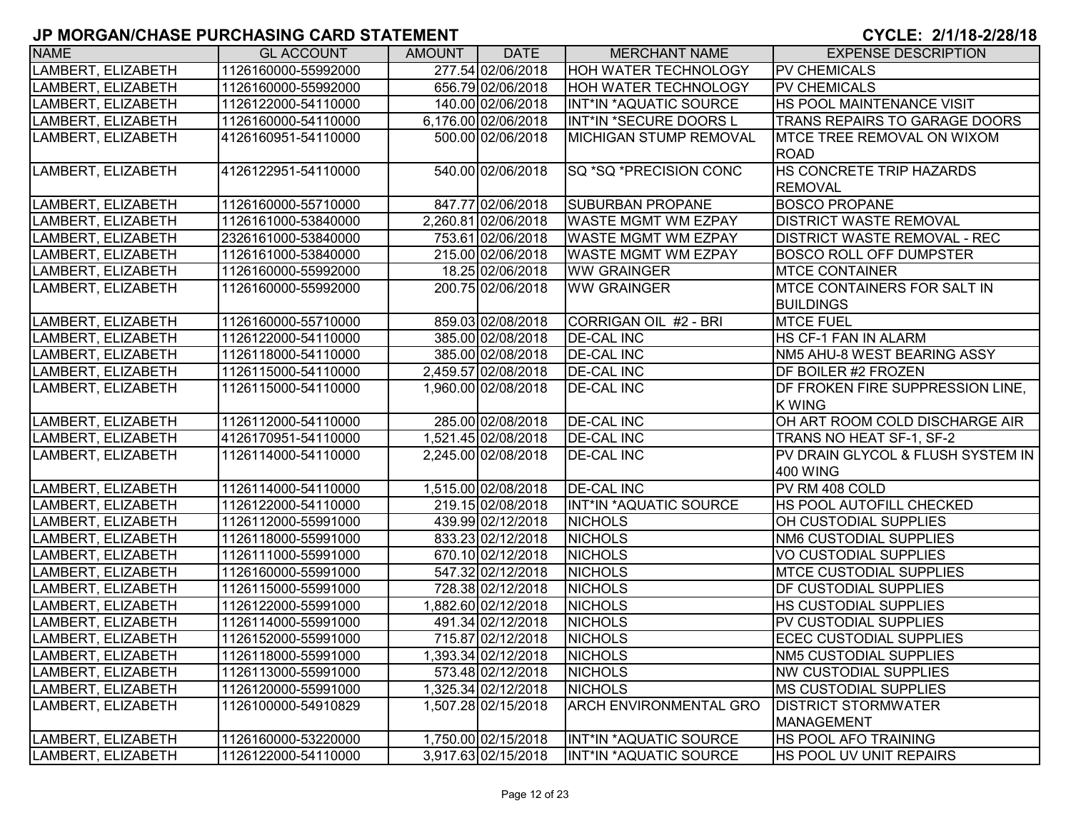# JP MORGAN/CHASE PURCHASING CARD STATEMENT

**CYCLE: 2/1/18-2/28/18**

| NAME | GL ACCOUNT | AMOUNT | DATE | MERCHANT NAME | EXPENSE DESCRIPTION |
|---|---|---|---|---|---|
| LAMBERT, ELIZABETH | 1126160000-55992000 | 277.54 | 02/06/2018 | HOH WATER TECHNOLOGY | PV CHEMICALS |
| LAMBERT, ELIZABETH | 1126160000-55992000 | 656.79 | 02/06/2018 | HOH WATER TECHNOLOGY | PV CHEMICALS |
| LAMBERT, ELIZABETH | 1126122000-54110000 | 140.00 | 02/06/2018 | INT*IN *AQUATIC SOURCE | HS POOL MAINTENANCE VISIT |
| LAMBERT, ELIZABETH | 1126160000-54110000 | 6,176.00 | 02/06/2018 | INT*IN *SECURE DOORS L | TRANS REPAIRS TO GARAGE DOORS |
| LAMBERT, ELIZABETH | 4126160951-54110000 | 500.00 | 02/06/2018 | MICHIGAN STUMP REMOVAL | MTCE TREE REMOVAL ON WIXOM ROAD |
| LAMBERT, ELIZABETH | 4126122951-54110000 | 540.00 | 02/06/2018 | SQ *SQ *PRECISION CONC | HS CONCRETE TRIP HAZARDS REMOVAL |
| LAMBERT, ELIZABETH | 1126160000-55710000 | 847.77 | 02/06/2018 | SUBURBAN PROPANE | BOSCO PROPANE |
| LAMBERT, ELIZABETH | 1126161000-53840000 | 2,260.81 | 02/06/2018 | WASTE MGMT WM EZPAY | DISTRICT WASTE REMOVAL |
| LAMBERT, ELIZABETH | 2326161000-53840000 | 753.61 | 02/06/2018 | WASTE MGMT WM EZPAY | DISTRICT WASTE REMOVAL - REC |
| LAMBERT, ELIZABETH | 1126161000-53840000 | 215.00 | 02/06/2018 | WASTE MGMT WM EZPAY | BOSCO ROLL OFF DUMPSTER |
| LAMBERT, ELIZABETH | 1126160000-55992000 | 18.25 | 02/06/2018 | WW GRAINGER | MTCE CONTAINER |
| LAMBERT, ELIZABETH | 1126160000-55992000 | 200.75 | 02/06/2018 | WW GRAINGER | MTCE CONTAINERS FOR SALT IN BUILDINGS |
| LAMBERT, ELIZABETH | 1126160000-55710000 | 859.03 | 02/08/2018 | CORRIGAN OIL #2 - BRI | MTCE FUEL |
| LAMBERT, ELIZABETH | 1126122000-54110000 | 385.00 | 02/08/2018 | DE-CAL INC | HS CF-1 FAN IN ALARM |
| LAMBERT, ELIZABETH | 1126118000-54110000 | 385.00 | 02/08/2018 | DE-CAL INC | NM5 AHU-8 WEST BEARING ASSY |
| LAMBERT, ELIZABETH | 1126115000-54110000 | 2,459.57 | 02/08/2018 | DE-CAL INC | DF BOILER #2 FROZEN |
| LAMBERT, ELIZABETH | 1126115000-54110000 | 1,960.00 | 02/08/2018 | DE-CAL INC | DF FROKEN FIRE SUPPRESSION LINE, K WING |
| LAMBERT, ELIZABETH | 1126112000-54110000 | 285.00 | 02/08/2018 | DE-CAL INC | OH ART ROOM COLD DISCHARGE AIR |
| LAMBERT, ELIZABETH | 4126170951-54110000 | 1,521.45 | 02/08/2018 | DE-CAL INC | TRANS NO HEAT SF-1, SF-2 |
| LAMBERT, ELIZABETH | 1126114000-54110000 | 2,245.00 | 02/08/2018 | DE-CAL INC | PV DRAIN GLYCOL & FLUSH SYSTEM IN 400 WING |
| LAMBERT, ELIZABETH | 1126114000-54110000 | 1,515.00 | 02/08/2018 | DE-CAL INC | PV RM 408 COLD |
| LAMBERT, ELIZABETH | 1126122000-54110000 | 219.15 | 02/08/2018 | INT*IN *AQUATIC SOURCE | HS POOL AUTOFILL CHECKED |
| LAMBERT, ELIZABETH | 1126112000-55991000 | 439.99 | 02/12/2018 | NICHOLS | OH CUSTODIAL SUPPLIES |
| LAMBERT, ELIZABETH | 1126118000-55991000 | 833.23 | 02/12/2018 | NICHOLS | NM6 CUSTODIAL SUPPLIES |
| LAMBERT, ELIZABETH | 1126111000-55991000 | 670.10 | 02/12/2018 | NICHOLS | VO CUSTODIAL SUPPLIES |
| LAMBERT, ELIZABETH | 1126160000-55991000 | 547.32 | 02/12/2018 | NICHOLS | MTCE CUSTODIAL SUPPLIES |
| LAMBERT, ELIZABETH | 1126115000-55991000 | 728.38 | 02/12/2018 | NICHOLS | DF CUSTODIAL SUPPLIES |
| LAMBERT, ELIZABETH | 1126122000-55991000 | 1,882.60 | 02/12/2018 | NICHOLS | HS CUSTODIAL SUPPLIES |
| LAMBERT, ELIZABETH | 1126114000-55991000 | 491.34 | 02/12/2018 | NICHOLS | PV CUSTODIAL SUPPLIES |
| LAMBERT, ELIZABETH | 1126152000-55991000 | 715.87 | 02/12/2018 | NICHOLS | ECEC CUSTODIAL SUPPLIES |
| LAMBERT, ELIZABETH | 1126118000-55991000 | 1,393.34 | 02/12/2018 | NICHOLS | NM5 CUSTODIAL SUPPLIES |
| LAMBERT, ELIZABETH | 1126113000-55991000 | 573.48 | 02/12/2018 | NICHOLS | NW CUSTODIAL SUPPLIES |
| LAMBERT, ELIZABETH | 1126120000-55991000 | 1,325.34 | 02/12/2018 | NICHOLS | MS CUSTODIAL SUPPLIES |
| LAMBERT, ELIZABETH | 1126100000-54910829 | 1,507.28 | 02/15/2018 | ARCH ENVIRONMENTAL GRO | DISTRICT STORMWATER MANAGEMENT |
| LAMBERT, ELIZABETH | 1126160000-53220000 | 1,750.00 | 02/15/2018 | INT*IN *AQUATIC SOURCE | HS POOL AFO TRAINING |
| LAMBERT, ELIZABETH | 1126122000-54110000 | 3,917.63 | 02/15/2018 | INT*IN *AQUATIC SOURCE | HS POOL UV UNIT REPAIRS |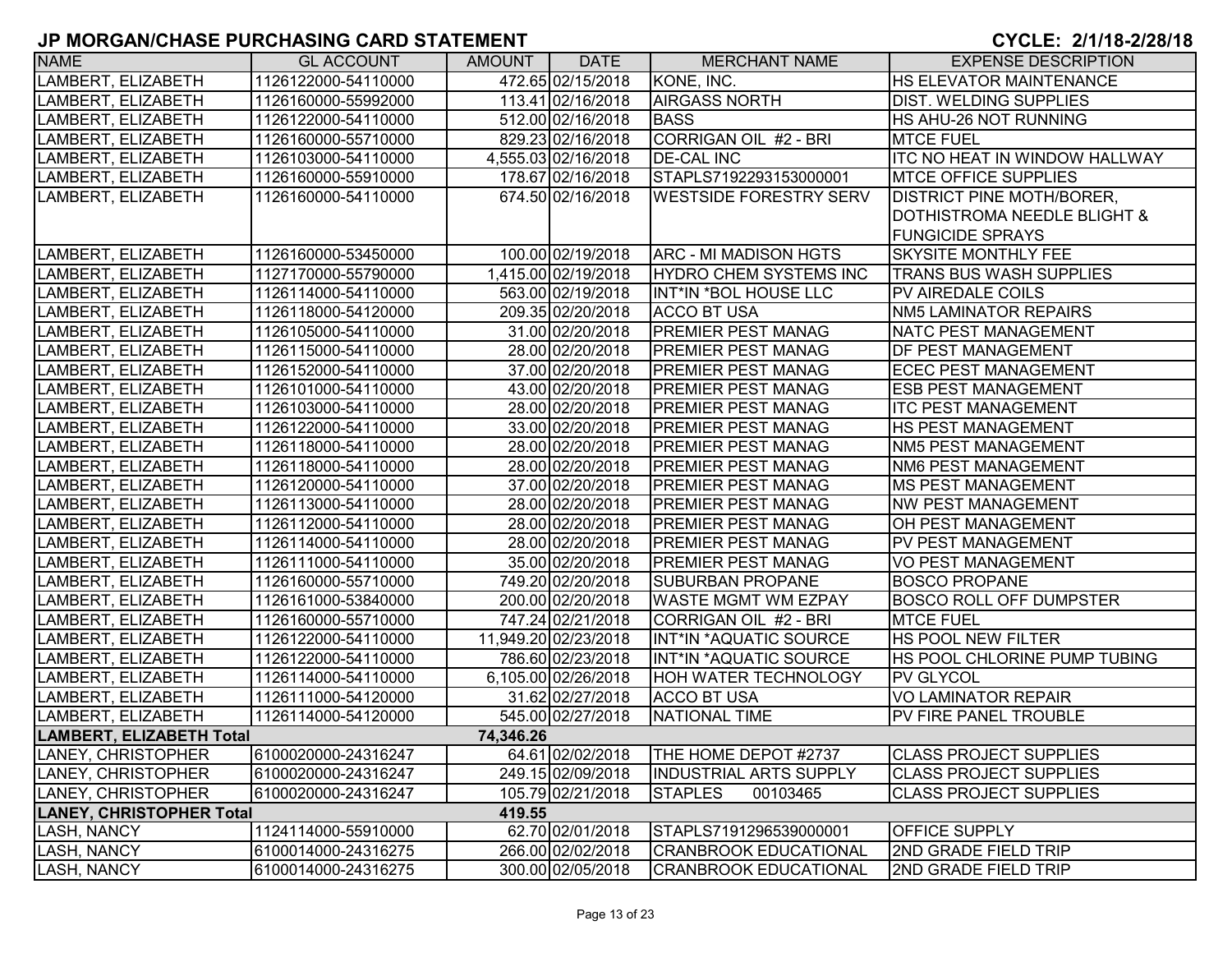# JP MORGAN/CHASE PURCHASING CARD STATEMENT

**CYCLE: 2/1/18-2/28/18**

| NAME | GL ACCOUNT | AMOUNT | DATE | MERCHANT NAME | EXPENSE DESCRIPTION |
|---|---|---|---|---|---|
| LAMBERT, ELIZABETH | 1126122000-54110000 | 472.65 | 02/15/2018 | KONE, INC. | HS ELEVATOR MAINTENANCE |
| LAMBERT, ELIZABETH | 1126160000-55992000 | 113.41 | 02/16/2018 | AIRGASS NORTH | DIST. WELDING SUPPLIES |
| LAMBERT, ELIZABETH | 1126122000-54110000 | 512.00 | 02/16/2018 | BASS | HS AHU-26 NOT RUNNING |
| LAMBERT, ELIZABETH | 1126160000-55710000 | 829.23 | 02/16/2018 | CORRIGAN OIL #2 - BRI | MTCE FUEL |
| LAMBERT, ELIZABETH | 1126103000-54110000 | 4,555.03 | 02/16/2018 | DE-CAL INC | ITC NO HEAT IN WINDOW HALLWAY |
| LAMBERT, ELIZABETH | 1126160000-55910000 | 178.67 | 02/16/2018 | STAPLS7192293153000001 | MTCE OFFICE SUPPLIES |
| LAMBERT, ELIZABETH | 1126160000-54110000 | 674.50 | 02/16/2018 | WESTSIDE FORESTRY SERV | DISTRICT PINE MOTH/BORER, DOTHISTROMA NEEDLE BLIGHT & FUNGICIDE SPRAYS |
| LAMBERT, ELIZABETH | 1126160000-53450000 | 100.00 | 02/19/2018 | ARC - MI MADISON HGTS | SKYSITE MONTHLY FEE |
| LAMBERT, ELIZABETH | 1127170000-55790000 | 1,415.00 | 02/19/2018 | HYDRO CHEM SYSTEMS INC | TRANS BUS WASH SUPPLIES |
| LAMBERT, ELIZABETH | 1126114000-54110000 | 563.00 | 02/19/2018 | INT*IN *BOL HOUSE LLC | PV AIREDALE COILS |
| LAMBERT, ELIZABETH | 1126118000-54120000 | 209.35 | 02/20/2018 | ACCO BT USA | NM5 LAMINATOR REPAIRS |
| LAMBERT, ELIZABETH | 1126105000-54110000 | 31.00 | 02/20/2018 | PREMIER PEST MANAG | NATC PEST MANAGEMENT |
| LAMBERT, ELIZABETH | 1126115000-54110000 | 28.00 | 02/20/2018 | PREMIER PEST MANAG | DF PEST MANAGEMENT |
| LAMBERT, ELIZABETH | 1126152000-54110000 | 37.00 | 02/20/2018 | PREMIER PEST MANAG | ECEC PEST MANAGEMENT |
| LAMBERT, ELIZABETH | 1126101000-54110000 | 43.00 | 02/20/2018 | PREMIER PEST MANAG | ESB PEST MANAGEMENT |
| LAMBERT, ELIZABETH | 1126103000-54110000 | 28.00 | 02/20/2018 | PREMIER PEST MANAG | ITC PEST MANAGEMENT |
| LAMBERT, ELIZABETH | 1126122000-54110000 | 33.00 | 02/20/2018 | PREMIER PEST MANAG | HS PEST MANAGEMENT |
| LAMBERT, ELIZABETH | 1126118000-54110000 | 28.00 | 02/20/2018 | PREMIER PEST MANAG | NM5 PEST MANAGEMENT |
| LAMBERT, ELIZABETH | 1126118000-54110000 | 28.00 | 02/20/2018 | PREMIER PEST MANAG | NM6 PEST MANAGEMENT |
| LAMBERT, ELIZABETH | 1126120000-54110000 | 37.00 | 02/20/2018 | PREMIER PEST MANAG | MS PEST MANAGEMENT |
| LAMBERT, ELIZABETH | 1126113000-54110000 | 28.00 | 02/20/2018 | PREMIER PEST MANAG | NW PEST MANAGEMENT |
| LAMBERT, ELIZABETH | 1126112000-54110000 | 28.00 | 02/20/2018 | PREMIER PEST MANAG | OH PEST MANAGEMENT |
| LAMBERT, ELIZABETH | 1126114000-54110000 | 28.00 | 02/20/2018 | PREMIER PEST MANAG | PV PEST MANAGEMENT |
| LAMBERT, ELIZABETH | 1126111000-54110000 | 35.00 | 02/20/2018 | PREMIER PEST MANAG | VO PEST MANAGEMENT |
| LAMBERT, ELIZABETH | 1126160000-55710000 | 749.20 | 02/20/2018 | SUBURBAN PROPANE | BOSCO PROPANE |
| LAMBERT, ELIZABETH | 1126161000-53840000 | 200.00 | 02/20/2018 | WASTE MGMT WM EZPAY | BOSCO ROLL OFF DUMPSTER |
| LAMBERT, ELIZABETH | 1126160000-55710000 | 747.24 | 02/21/2018 | CORRIGAN OIL #2 - BRI | MTCE FUEL |
| LAMBERT, ELIZABETH | 1126122000-54110000 | 11,949.20 | 02/23/2018 | INT*IN *AQUATIC SOURCE | HS POOL NEW FILTER |
| LAMBERT, ELIZABETH | 1126122000-54110000 | 786.60 | 02/23/2018 | INT*IN *AQUATIC SOURCE | HS POOL CHLORINE PUMP TUBING |
| LAMBERT, ELIZABETH | 1126114000-54110000 | 6,105.00 | 02/26/2018 | HOH WATER TECHNOLOGY | PV GLYCOL |
| LAMBERT, ELIZABETH | 1126111000-54120000 | 31.62 | 02/27/2018 | ACCO BT USA | VO LAMINATOR REPAIR |
| LAMBERT, ELIZABETH | 1126114000-54120000 | 545.00 | 02/27/2018 | NATIONAL TIME | PV FIRE PANEL TROUBLE |
| **LAMBERT, ELIZABETH Total** | | **74,346.26** | | | |
| LANEY, CHRISTOPHER | 6100020000-24316247 | 64.61 | 02/02/2018 | THE HOME DEPOT #2737 | CLASS PROJECT SUPPLIES |
| LANEY, CHRISTOPHER | 6100020000-24316247 | 249.15 | 02/09/2018 | INDUSTRIAL ARTS SUPPLY | CLASS PROJECT SUPPLIES |
| LANEY, CHRISTOPHER | 6100020000-24316247 | 105.79 | 02/21/2018 | STAPLES 00103465 | CLASS PROJECT SUPPLIES |
| **LANEY, CHRISTOPHER Total** | | **419.55** | | | |
| LASH, NANCY | 1124114000-55910000 | 62.70 | 02/01/2018 | STAPLS7191296539000001 | OFFICE SUPPLY |
| LASH, NANCY | 6100014000-24316275 | 266.00 | 02/02/2018 | CRANBROOK EDUCATIONAL | 2ND GRADE FIELD TRIP |
| LASH, NANCY | 6100014000-24316275 | 300.00 | 02/05/2018 | CRANBROOK EDUCATIONAL | 2ND GRADE FIELD TRIP |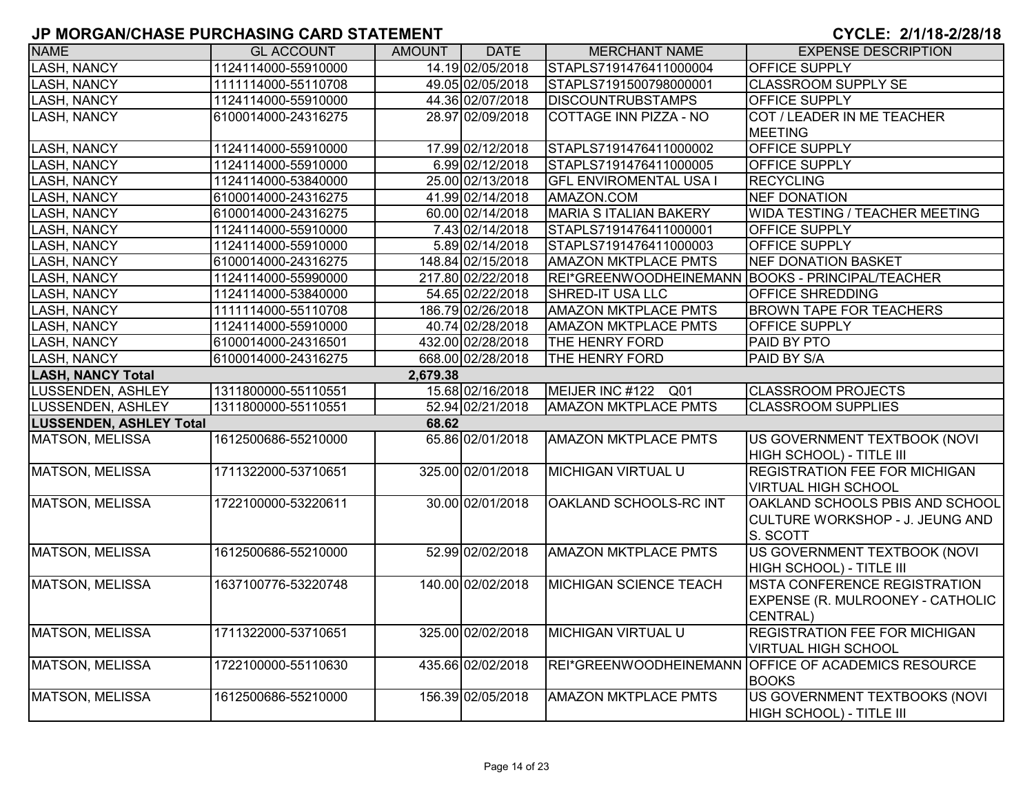# JP MORGAN/CHASE PURCHASING CARD STATEMENT

**CYCLE: 2/1/18-2/28/18**

| NAME | GL ACCOUNT | AMOUNT | DATE | MERCHANT NAME | EXPENSE DESCRIPTION |
|---|---|---|---|---|---|
| LASH, NANCY | 1124114000-55910000 | 14.19 | 02/05/2018 | STAPLS7191476411000004 | OFFICE SUPPLY |
| LASH, NANCY | 1111114000-55110708 | 49.05 | 02/05/2018 | STAPLS7191500798000001 | CLASSROOM SUPPLY SE |
| LASH, NANCY | 1124114000-55910000 | 44.36 | 02/07/2018 | DISCOUNTRUBSTAMPS | OFFICE SUPPLY |
| LASH, NANCY | 6100014000-24316275 | 28.97 | 02/09/2018 | COTTAGE INN PIZZA - NO | COT / LEADER IN ME TEACHER MEETING |
| LASH, NANCY | 1124114000-55910000 | 17.99 | 02/12/2018 | STAPLS7191476411000002 | OFFICE SUPPLY |
| LASH, NANCY | 1124114000-55910000 | 6.99 | 02/12/2018 | STAPLS7191476411000005 | OFFICE SUPPLY |
| LASH, NANCY | 1124114000-53840000 | 25.00 | 02/13/2018 | GFL ENVIROMENTAL USA I | RECYCLING |
| LASH, NANCY | 6100014000-24316275 | 41.99 | 02/14/2018 | AMAZON.COM | NEF DONATION |
| LASH, NANCY | 6100014000-24316275 | 60.00 | 02/14/2018 | MARIA S ITALIAN BAKERY | WIDA TESTING / TEACHER MEETING |
| LASH, NANCY | 1124114000-55910000 | 7.43 | 02/14/2018 | STAPLS7191476411000001 | OFFICE SUPPLY |
| LASH, NANCY | 1124114000-55910000 | 5.89 | 02/14/2018 | STAPLS7191476411000003 | OFFICE SUPPLY |
| LASH, NANCY | 6100014000-24316275 | 148.84 | 02/15/2018 | AMAZON MKTPLACE PMTS | NEF DONATION BASKET |
| LASH, NANCY | 1124114000-55990000 | 217.80 | 02/22/2018 | REI*GREENWOODHEINEMANN | BOOKS - PRINCIPAL/TEACHER |
| LASH, NANCY | 1124114000-53840000 | 54.65 | 02/22/2018 | SHRED-IT USA LLC | OFFICE SHREDDING |
| LASH, NANCY | 1111114000-55110708 | 186.79 | 02/26/2018 | AMAZON MKTPLACE PMTS | BROWN TAPE FOR TEACHERS |
| LASH, NANCY | 1124114000-55910000 | 40.74 | 02/28/2018 | AMAZON MKTPLACE PMTS | OFFICE SUPPLY |
| LASH, NANCY | 6100014000-24316501 | 432.00 | 02/28/2018 | THE HENRY FORD | PAID BY PTO |
| LASH, NANCY | 6100014000-24316275 | 668.00 | 02/28/2018 | THE HENRY FORD | PAID BY S/A |
| **LASH, NANCY Total** | | **2,679.38** | | | |
| LUSSENDEN, ASHLEY | 1311800000-55110551 | 15.68 | 02/16/2018 | MEIJER INC #122 Q01 | CLASSROOM PROJECTS |
| LUSSENDEN, ASHLEY | 1311800000-55110551 | 52.94 | 02/21/2018 | AMAZON MKTPLACE PMTS | CLASSROOM SUPPLIES |
| **LUSSENDEN, ASHLEY Total** | | **68.62** | | | |
| MATSON, MELISSA | 1612500686-55210000 | 65.86 | 02/01/2018 | AMAZON MKTPLACE PMTS | US GOVERNMENT TEXTBOOK (NOVI HIGH SCHOOL) - TITLE III |
| MATSON, MELISSA | 1711322000-53710651 | 325.00 | 02/01/2018 | MICHIGAN VIRTUAL U | REGISTRATION FEE FOR MICHIGAN VIRTUAL HIGH SCHOOL |
| MATSON, MELISSA | 1722100000-53220611 | 30.00 | 02/01/2018 | OAKLAND SCHOOLS-RC INT | OAKLAND SCHOOLS PBIS AND SCHOOL CULTURE WORKSHOP - J. JEUNG AND S. SCOTT |
| MATSON, MELISSA | 1612500686-55210000 | 52.99 | 02/02/2018 | AMAZON MKTPLACE PMTS | US GOVERNMENT TEXTBOOK (NOVI HIGH SCHOOL) - TITLE III |
| MATSON, MELISSA | 1637100776-53220748 | 140.00 | 02/02/2018 | MICHIGAN SCIENCE TEACH | MSTA CONFERENCE REGISTRATION EXPENSE (R. MULROONEY - CATHOLIC CENTRAL) |
| MATSON, MELISSA | 1711322000-53710651 | 325.00 | 02/02/2018 | MICHIGAN VIRTUAL U | REGISTRATION FEE FOR MICHIGAN VIRTUAL HIGH SCHOOL |
| MATSON, MELISSA | 1722100000-55110630 | 435.66 | 02/02/2018 | REI*GREENWOODHEINEMANN | OFFICE OF ACADEMICS RESOURCE BOOKS |
| MATSON, MELISSA | 1612500686-55210000 | 156.39 | 02/05/2018 | AMAZON MKTPLACE PMTS | US GOVERNMENT TEXTBOOKS (NOVI HIGH SCHOOL) - TITLE III |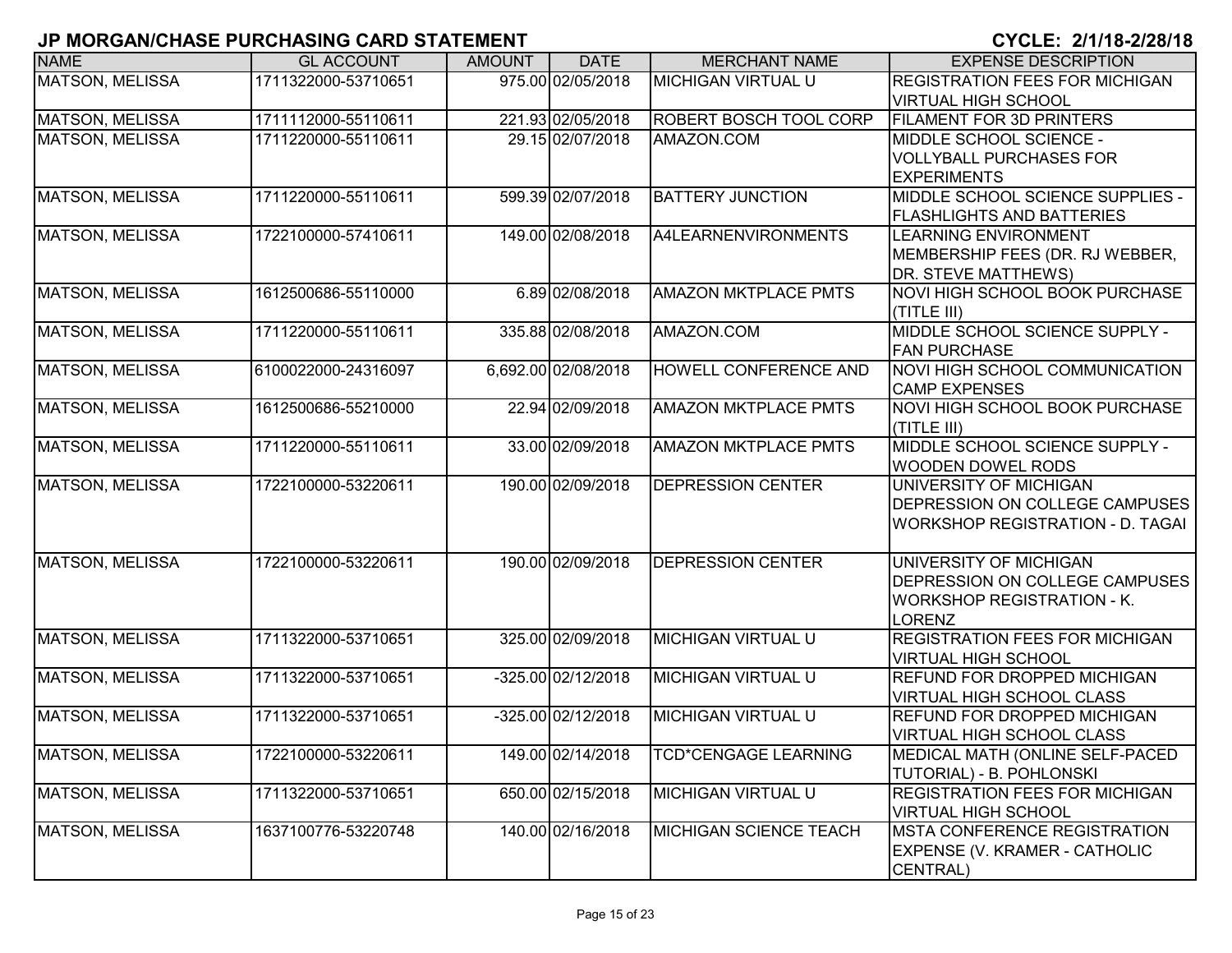# JP MORGAN/CHASE PURCHASING CARD STATEMENT

**CYCLE: 2/1/18-2/28/18**

| NAME | GL ACCOUNT | AMOUNT | DATE | MERCHANT NAME | EXPENSE DESCRIPTION |
|---|---|---|---|---|---|
| MATSON, MELISSA | 1711322000-53710651 | 975.00 | 02/05/2018 | MICHIGAN VIRTUAL U | REGISTRATION FEES FOR MICHIGAN VIRTUAL HIGH SCHOOL |
| MATSON, MELISSA | 1711112000-55110611 | 221.93 | 02/05/2018 | ROBERT BOSCH TOOL CORP | FILAMENT FOR 3D PRINTERS |
| MATSON, MELISSA | 1711220000-55110611 | 29.15 | 02/07/2018 | AMAZON.COM | MIDDLE SCHOOL SCIENCE - VOLLYBALL PURCHASES FOR EXPERIMENTS |
| MATSON, MELISSA | 1711220000-55110611 | 599.39 | 02/07/2018 | BATTERY JUNCTION | MIDDLE SCHOOL SCIENCE SUPPLIES - FLASHLIGHTS AND BATTERIES |
| MATSON, MELISSA | 1722100000-57410611 | 149.00 | 02/08/2018 | A4LEARNENVIRONMENTS | LEARNING ENVIRONMENT MEMBERSHIP FEES (DR. RJ WEBBER, DR. STEVE MATTHEWS) |
| MATSON, MELISSA | 1612500686-55110000 | 6.89 | 02/08/2018 | AMAZON MKTPLACE PMTS | NOVI HIGH SCHOOL BOOK PURCHASE (TITLE III) |
| MATSON, MELISSA | 1711220000-55110611 | 335.88 | 02/08/2018 | AMAZON.COM | MIDDLE SCHOOL SCIENCE SUPPLY - FAN PURCHASE |
| MATSON, MELISSA | 6100022000-24316097 | 6,692.00 | 02/08/2018 | HOWELL CONFERENCE AND | NOVI HIGH SCHOOL COMMUNICATION CAMP EXPENSES |
| MATSON, MELISSA | 1612500686-55210000 | 22.94 | 02/09/2018 | AMAZON MKTPLACE PMTS | NOVI HIGH SCHOOL BOOK PURCHASE (TITLE III) |
| MATSON, MELISSA | 1711220000-55110611 | 33.00 | 02/09/2018 | AMAZON MKTPLACE PMTS | MIDDLE SCHOOL SCIENCE SUPPLY - WOODEN DOWEL RODS |
| MATSON, MELISSA | 1722100000-53220611 | 190.00 | 02/09/2018 | DEPRESSION CENTER | UNIVERSITY OF MICHIGAN DEPRESSION ON COLLEGE CAMPUSES WORKSHOP REGISTRATION - D. TAGAI |
| MATSON, MELISSA | 1722100000-53220611 | 190.00 | 02/09/2018 | DEPRESSION CENTER | UNIVERSITY OF MICHIGAN DEPRESSION ON COLLEGE CAMPUSES WORKSHOP REGISTRATION - K. LORENZ |
| MATSON, MELISSA | 1711322000-53710651 | 325.00 | 02/09/2018 | MICHIGAN VIRTUAL U | REGISTRATION FEES FOR MICHIGAN VIRTUAL HIGH SCHOOL |
| MATSON, MELISSA | 1711322000-53710651 | -325.00 | 02/12/2018 | MICHIGAN VIRTUAL U | REFUND FOR DROPPED MICHIGAN VIRTUAL HIGH SCHOOL CLASS |
| MATSON, MELISSA | 1711322000-53710651 | -325.00 | 02/12/2018 | MICHIGAN VIRTUAL U | REFUND FOR DROPPED MICHIGAN VIRTUAL HIGH SCHOOL CLASS |
| MATSON, MELISSA | 1722100000-53220611 | 149.00 | 02/14/2018 | TCD*CENGAGE LEARNING | MEDICAL MATH (ONLINE SELF-PACED TUTORIAL) - B. POHLONSKI |
| MATSON, MELISSA | 1711322000-53710651 | 650.00 | 02/15/2018 | MICHIGAN VIRTUAL U | REGISTRATION FEES FOR MICHIGAN VIRTUAL HIGH SCHOOL |
| MATSON, MELISSA | 1637100776-53220748 | 140.00 | 02/16/2018 | MICHIGAN SCIENCE TEACH | MSTA CONFERENCE REGISTRATION EXPENSE (V. KRAMER - CATHOLIC CENTRAL) |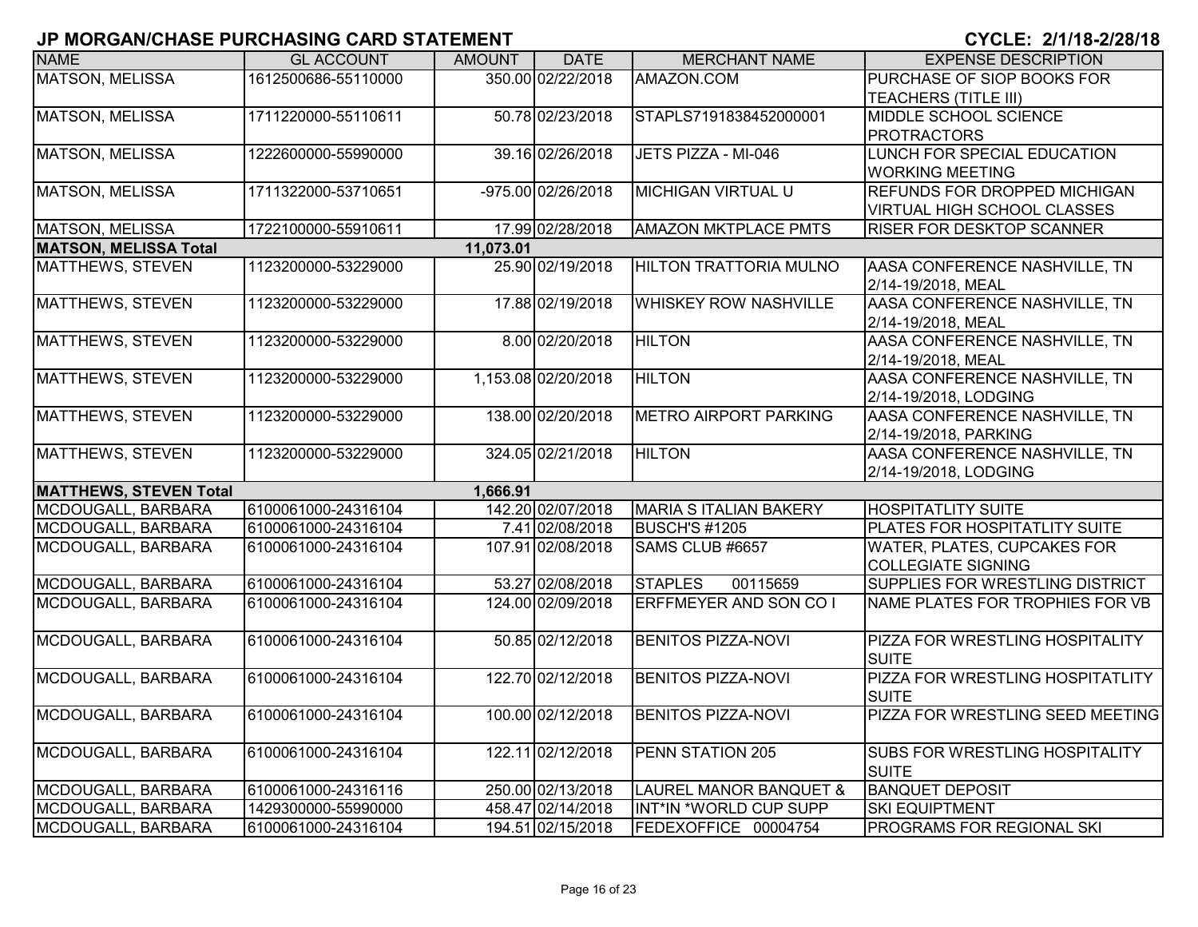# JP MORGAN/CHASE PURCHASING CARD STATEMENT

**CYCLE: 2/1/18-2/28/18**

| NAME | GL ACCOUNT | AMOUNT | DATE | MERCHANT NAME | EXPENSE DESCRIPTION |
|---|---|---|---|---|---|
| MATSON, MELISSA | 1612500686-55110000 | 350.00 | 02/22/2018 | AMAZON.COM | PURCHASE OF SIOP BOOKS FOR TEACHERS (TITLE III) |
| MATSON, MELISSA | 1711220000-55110611 | 50.78 | 02/23/2018 | STAPLS7191838452000001 | MIDDLE SCHOOL SCIENCE PROTRACTORS |
| MATSON, MELISSA | 1222600000-55990000 | 39.16 | 02/26/2018 | JETS PIZZA - MI-046 | LUNCH FOR SPECIAL EDUCATION WORKING MEETING |
| MATSON, MELISSA | 1711322000-53710651 | -975.00 | 02/26/2018 | MICHIGAN VIRTUAL U | REFUNDS FOR DROPPED MICHIGAN VIRTUAL HIGH SCHOOL CLASSES |
| MATSON, MELISSA | 1722100000-55910611 | 17.99 | 02/28/2018 | AMAZON MKTPLACE PMTS | RISER FOR DESKTOP SCANNER |
| **MATSON, MELISSA Total** | | **11,073.01** | | | |
| MATTHEWS, STEVEN | 1123200000-53229000 | 25.90 | 02/19/2018 | HILTON TRATTORIA MULNO | AASA CONFERENCE NASHVILLE, TN 2/14-19/2018, MEAL |
| MATTHEWS, STEVEN | 1123200000-53229000 | 17.88 | 02/19/2018 | WHISKEY ROW NASHVILLE | AASA CONFERENCE NASHVILLE, TN 2/14-19/2018, MEAL |
| MATTHEWS, STEVEN | 1123200000-53229000 | 8.00 | 02/20/2018 | HILTON | AASA CONFERENCE NASHVILLE, TN 2/14-19/2018, MEAL |
| MATTHEWS, STEVEN | 1123200000-53229000 | 1,153.08 | 02/20/2018 | HILTON | AASA CONFERENCE NASHVILLE, TN 2/14-19/2018, LODGING |
| MATTHEWS, STEVEN | 1123200000-53229000 | 138.00 | 02/20/2018 | METRO AIRPORT PARKING | AASA CONFERENCE NASHVILLE, TN 2/14-19/2018, PARKING |
| MATTHEWS, STEVEN | 1123200000-53229000 | 324.05 | 02/21/2018 | HILTON | AASA CONFERENCE NASHVILLE, TN 2/14-19/2018, LODGING |
| **MATTHEWS, STEVEN Total** | | **1,666.91** | | | |
| MCDOUGALL, BARBARA | 6100061000-24316104 | 142.20 | 02/07/2018 | MARIA S ITALIAN BAKERY | HOSPITATLITY SUITE |
| MCDOUGALL, BARBARA | 6100061000-24316104 | 7.41 | 02/08/2018 | BUSCH'S #1205 | PLATES FOR HOSPITATLITY SUITE |
| MCDOUGALL, BARBARA | 6100061000-24316104 | 107.91 | 02/08/2018 | SAMS CLUB #6657 | WATER, PLATES, CUPCAKES FOR COLLEGIATE SIGNING |
| MCDOUGALL, BARBARA | 6100061000-24316104 | 53.27 | 02/08/2018 | STAPLES 00115659 | SUPPLIES FOR WRESTLING DISTRICT |
| MCDOUGALL, BARBARA | 6100061000-24316104 | 124.00 | 02/09/2018 | ERFFMEYER AND SON CO I | NAME PLATES FOR TROPHIES FOR VB |
| MCDOUGALL, BARBARA | 6100061000-24316104 | 50.85 | 02/12/2018 | BENITOS PIZZA-NOVI | PIZZA FOR WRESTLING HOSPITALITY SUITE |
| MCDOUGALL, BARBARA | 6100061000-24316104 | 122.70 | 02/12/2018 | BENITOS PIZZA-NOVI | PIZZA FOR WRESTLING HOSPITATLITY SUITE |
| MCDOUGALL, BARBARA | 6100061000-24316104 | 100.00 | 02/12/2018 | BENITOS PIZZA-NOVI | PIZZA FOR WRESTLING SEED MEETING |
| MCDOUGALL, BARBARA | 6100061000-24316104 | 122.11 | 02/12/2018 | PENN STATION 205 | SUBS FOR WRESTLING HOSPITALITY SUITE |
| MCDOUGALL, BARBARA | 6100061000-24316116 | 250.00 | 02/13/2018 | LAUREL MANOR BANQUET & | BANQUET DEPOSIT |
| MCDOUGALL, BARBARA | 1429300000-55990000 | 458.47 | 02/14/2018 | INT*IN *WORLD CUP SUPP | SKI EQUIPTMENT |
| MCDOUGALL, BARBARA | 6100061000-24316104 | 194.51 | 02/15/2018 | FEDEXOFFICE 00004754 | PROGRAMS FOR REGIONAL SKI |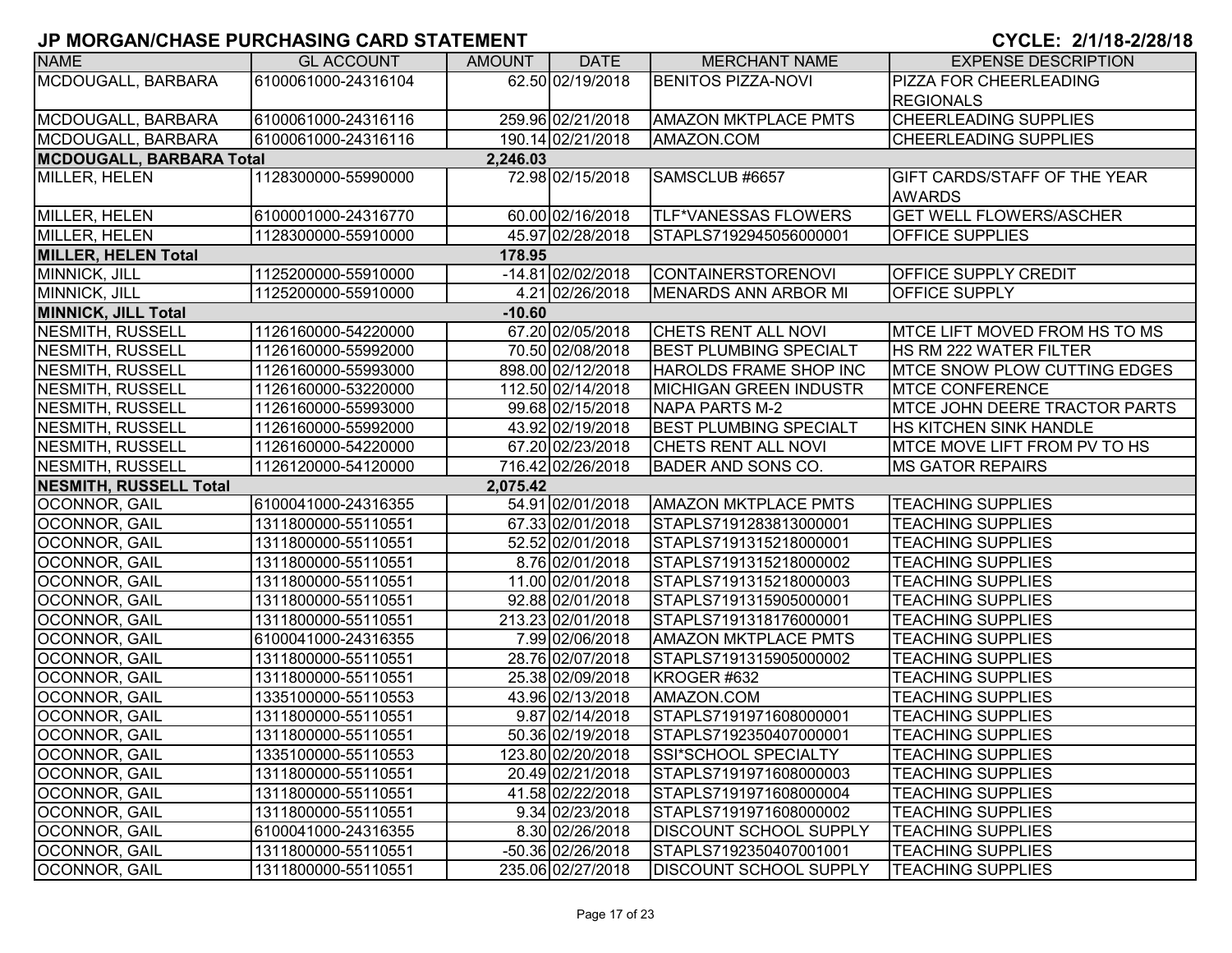# JP MORGAN/CHASE PURCHASING CARD STATEMENT

**CYCLE: 2/1/18-2/28/18**

| NAME | GL ACCOUNT | AMOUNT | DATE | MERCHANT NAME | EXPENSE DESCRIPTION |
|---|---|---|---|---|---|
| MCDOUGALL, BARBARA | 6100061000-24316104 | 62.50 | 02/19/2018 | BENITOS PIZZA-NOVI | PIZZA FOR CHEERLEADING REGIONALS |
| MCDOUGALL, BARBARA | 6100061000-24316116 | 259.96 | 02/21/2018 | AMAZON MKTPLACE PMTS | CHEERLEADING SUPPLIES |
| MCDOUGALL, BARBARA | 6100061000-24316116 | 190.14 | 02/21/2018 | AMAZON.COM | CHEERLEADING SUPPLIES |
| **MCDOUGALL, BARBARA Total** | | **2,246.03** | | | |
| MILLER, HELEN | 1128300000-55990000 | 72.98 | 02/15/2018 | SAMSCLUB #6657 | GIFT CARDS/STAFF OF THE YEAR AWARDS |
| MILLER, HELEN | 6100001000-24316770 | 60.00 | 02/16/2018 | TLF*VANESSAS FLOWERS | GET WELL FLOWERS/ASCHER |
| MILLER, HELEN | 1128300000-55910000 | 45.97 | 02/28/2018 | STAPLS7192945056000001 | OFFICE SUPPLIES |
| **MILLER, HELEN Total** | | **178.95** | | | |
| MINNICK, JILL | 1125200000-55910000 | -14.81 | 02/02/2018 | CONTAINERSTORENOVI | OFFICE SUPPLY CREDIT |
| MINNICK, JILL | 1125200000-55910000 | 4.21 | 02/26/2018 | MENARDS ANN ARBOR MI | OFFICE SUPPLY |
| **MINNICK, JILL Total** | | **-10.60** | | | |
| NESMITH, RUSSELL | 1126160000-54220000 | 67.20 | 02/05/2018 | CHETS RENT ALL NOVI | MTCE LIFT MOVED FROM HS TO MS |
| NESMITH, RUSSELL | 1126160000-55992000 | 70.50 | 02/08/2018 | BEST PLUMBING SPECIALT | HS RM 222 WATER FILTER |
| NESMITH, RUSSELL | 1126160000-55993000 | 898.00 | 02/12/2018 | HAROLDS FRAME SHOP INC | MTCE SNOW PLOW CUTTING EDGES |
| NESMITH, RUSSELL | 1126160000-53220000 | 112.50 | 02/14/2018 | MICHIGAN GREEN INDUSTR | MTCE CONFERENCE |
| NESMITH, RUSSELL | 1126160000-55993000 | 99.68 | 02/15/2018 | NAPA PARTS M-2 | MTCE JOHN DEERE TRACTOR PARTS |
| NESMITH, RUSSELL | 1126160000-55992000 | 43.92 | 02/19/2018 | BEST PLUMBING SPECIALT | HS KITCHEN SINK HANDLE |
| NESMITH, RUSSELL | 1126160000-54220000 | 67.20 | 02/23/2018 | CHETS RENT ALL NOVI | MTCE MOVE LIFT FROM PV TO HS |
| NESMITH, RUSSELL | 1126120000-54120000 | 716.42 | 02/26/2018 | BADER AND SONS CO. | MS GATOR REPAIRS |
| **NESMITH, RUSSELL Total** | | **2,075.42** | | | |
| OCONNOR, GAIL | 6100041000-24316355 | 54.91 | 02/01/2018 | AMAZON MKTPLACE PMTS | TEACHING SUPPLIES |
| OCONNOR, GAIL | 1311800000-55110551 | 67.33 | 02/01/2018 | STAPLS7191283813000001 | TEACHING SUPPLIES |
| OCONNOR, GAIL | 1311800000-55110551 | 52.52 | 02/01/2018 | STAPLS7191315218000001 | TEACHING SUPPLIES |
| OCONNOR, GAIL | 1311800000-55110551 | 8.76 | 02/01/2018 | STAPLS7191315218000002 | TEACHING SUPPLIES |
| OCONNOR, GAIL | 1311800000-55110551 | 11.00 | 02/01/2018 | STAPLS7191315218000003 | TEACHING SUPPLIES |
| OCONNOR, GAIL | 1311800000-55110551 | 92.88 | 02/01/2018 | STAPLS7191315905000001 | TEACHING SUPPLIES |
| OCONNOR, GAIL | 1311800000-55110551 | 213.23 | 02/01/2018 | STAPLS7191318176000001 | TEACHING SUPPLIES |
| OCONNOR, GAIL | 6100041000-24316355 | 7.99 | 02/06/2018 | AMAZON MKTPLACE PMTS | TEACHING SUPPLIES |
| OCONNOR, GAIL | 1311800000-55110551 | 28.76 | 02/07/2018 | STAPLS7191315905000002 | TEACHING SUPPLIES |
| OCONNOR, GAIL | 1311800000-55110551 | 25.38 | 02/09/2018 | KROGER #632 | TEACHING SUPPLIES |
| OCONNOR, GAIL | 1335100000-55110553 | 43.96 | 02/13/2018 | AMAZON.COM | TEACHING SUPPLIES |
| OCONNOR, GAIL | 1311800000-55110551 | 9.87 | 02/14/2018 | STAPLS7191971608000001 | TEACHING SUPPLIES |
| OCONNOR, GAIL | 1311800000-55110551 | 50.36 | 02/19/2018 | STAPLS7192350407000001 | TEACHING SUPPLIES |
| OCONNOR, GAIL | 1335100000-55110553 | 123.80 | 02/20/2018 | SSI*SCHOOL SPECIALTY | TEACHING SUPPLIES |
| OCONNOR, GAIL | 1311800000-55110551 | 20.49 | 02/21/2018 | STAPLS7191971608000003 | TEACHING SUPPLIES |
| OCONNOR, GAIL | 1311800000-55110551 | 41.58 | 02/22/2018 | STAPLS7191971608000004 | TEACHING SUPPLIES |
| OCONNOR, GAIL | 1311800000-55110551 | 9.34 | 02/23/2018 | STAPLS7191971608000002 | TEACHING SUPPLIES |
| OCONNOR, GAIL | 6100041000-24316355 | 8.30 | 02/26/2018 | DISCOUNT SCHOOL SUPPLY | TEACHING SUPPLIES |
| OCONNOR, GAIL | 1311800000-55110551 | -50.36 | 02/26/2018 | STAPLS7192350407001001 | TEACHING SUPPLIES |
| OCONNOR, GAIL | 1311800000-55110551 | 235.06 | 02/27/2018 | DISCOUNT SCHOOL SUPPLY | TEACHING SUPPLIES |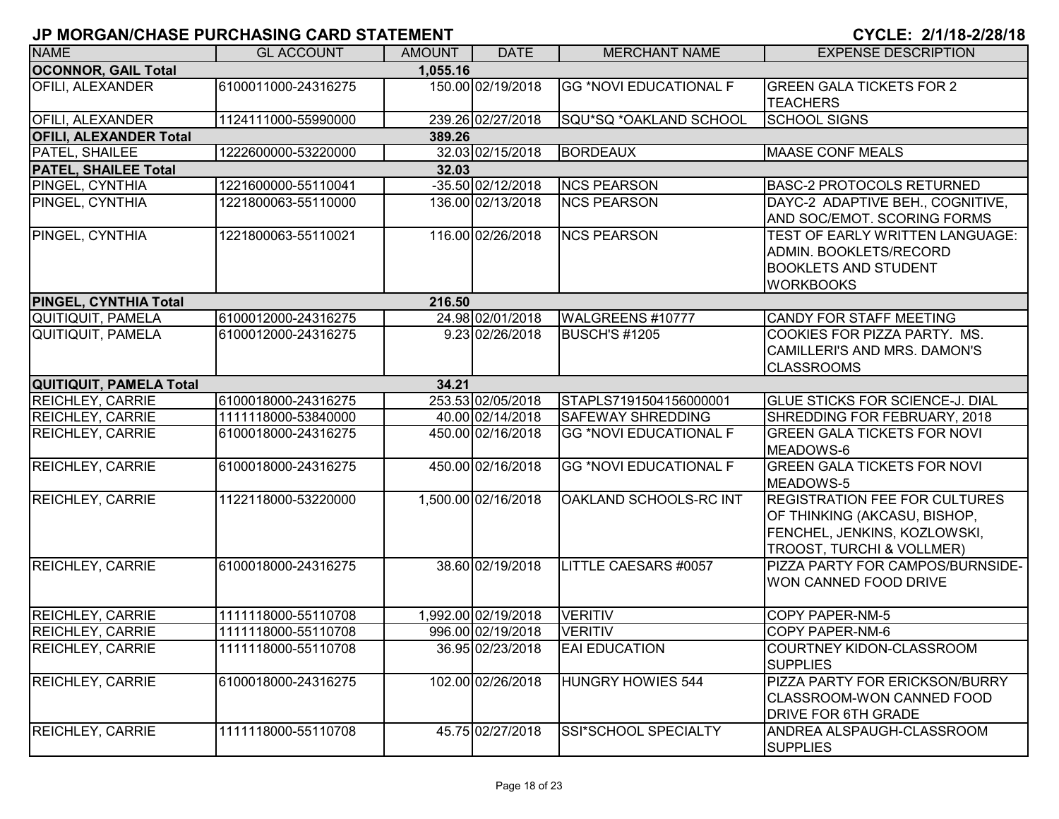# JP MORGAN/CHASE PURCHASING CARD STATEMENT

**CYCLE: 2/1/18-2/28/18**

| NAME | GL ACCOUNT | AMOUNT | DATE | MERCHANT NAME | EXPENSE DESCRIPTION |
|---|---|---|---|---|---|
| **OCONNOR, GAIL Total** | | **1,055.16** | | | |
| OFILI, ALEXANDER | 6100011000-24316275 | 150.00 | 02/19/2018 | GG *NOVI EDUCATIONAL F | GREEN GALA TICKETS FOR 2 TEACHERS |
| OFILI, ALEXANDER | 1124111000-55990000 | 239.26 | 02/27/2018 | SQU*SQ *OAKLAND SCHOOL | SCHOOL SIGNS |
| **OFILI, ALEXANDER Total** | | **389.26** | | | |
| PATEL, SHAILEE | 1222600000-53220000 | 32.03 | 02/15/2018 | BORDEAUX | MAASE CONF MEALS |
| **PATEL, SHAILEE Total** | | **32.03** | | | |
| PINGEL, CYNTHIA | 1221600000-55110041 | -35.50 | 02/12/2018 | NCS PEARSON | BASC-2 PROTOCOLS RETURNED |
| PINGEL, CYNTHIA | 1221800063-55110000 | 136.00 | 02/13/2018 | NCS PEARSON | DAYC-2 ADAPTIVE BEH., COGNITIVE, AND SOC/EMOT. SCORING FORMS |
| PINGEL, CYNTHIA | 1221800063-55110021 | 116.00 | 02/26/2018 | NCS PEARSON | TEST OF EARLY WRITTEN LANGUAGE: ADMIN. BOOKLETS/RECORD BOOKLETS AND STUDENT WORKBOOKS |
| **PINGEL, CYNTHIA Total** | | **216.50** | | | |
| QUITIQUIT, PAMELA | 6100012000-24316275 | 24.98 | 02/01/2018 | WALGREENS #10777 | CANDY FOR STAFF MEETING |
| QUITIQUIT, PAMELA | 6100012000-24316275 | 9.23 | 02/26/2018 | BUSCH'S #1205 | COOKIES FOR PIZZA PARTY. MS. CAMILLERI'S AND MRS. DAMON'S CLASSROOMS |
| **QUITIQUIT, PAMELA Total** | | **34.21** | | | |
| REICHLEY, CARRIE | 6100018000-24316275 | 253.53 | 02/05/2018 | STAPLS7191504156000001 | GLUE STICKS FOR SCIENCE-J. DIAL |
| REICHLEY, CARRIE | 1111118000-53840000 | 40.00 | 02/14/2018 | SAFEWAY SHREDDING | SHREDDING FOR FEBRUARY, 2018 |
| REICHLEY, CARRIE | 6100018000-24316275 | 450.00 | 02/16/2018 | GG *NOVI EDUCATIONAL F | GREEN GALA TICKETS FOR NOVI MEADOWS-6 |
| REICHLEY, CARRIE | 6100018000-24316275 | 450.00 | 02/16/2018 | GG *NOVI EDUCATIONAL F | GREEN GALA TICKETS FOR NOVI MEADOWS-5 |
| REICHLEY, CARRIE | 1122118000-53220000 | 1,500.00 | 02/16/2018 | OAKLAND SCHOOLS-RC INT | REGISTRATION FEE FOR CULTURES OF THINKING (AKCASU, BISHOP, FENCHEL, JENKINS, KOZLOWSKI, TROOST, TURCHI & VOLLMER) |
| REICHLEY, CARRIE | 6100018000-24316275 | 38.60 | 02/19/2018 | LITTLE CAESARS #0057 | PIZZA PARTY FOR CAMPOS/BURNSIDE-WON CANNED FOOD DRIVE |
| REICHLEY, CARRIE | 1111118000-55110708 | 1,992.00 | 02/19/2018 | VERITIV | COPY PAPER-NM-5 |
| REICHLEY, CARRIE | 1111118000-55110708 | 996.00 | 02/19/2018 | VERITIV | COPY PAPER-NM-6 |
| REICHLEY, CARRIE | 1111118000-55110708 | 36.95 | 02/23/2018 | EAI EDUCATION | COURTNEY KIDON-CLASSROOM SUPPLIES |
| REICHLEY, CARRIE | 6100018000-24316275 | 102.00 | 02/26/2018 | HUNGRY HOWIES 544 | PIZZA PARTY FOR ERICKSON/BURRY CLASSROOM-WON CANNED FOOD DRIVE FOR 6TH GRADE |
| REICHLEY, CARRIE | 1111118000-55110708 | 45.75 | 02/27/2018 | SSI*SCHOOL SPECIALTY | ANDREA ALSPAUGH-CLASSROOM SUPPLIES |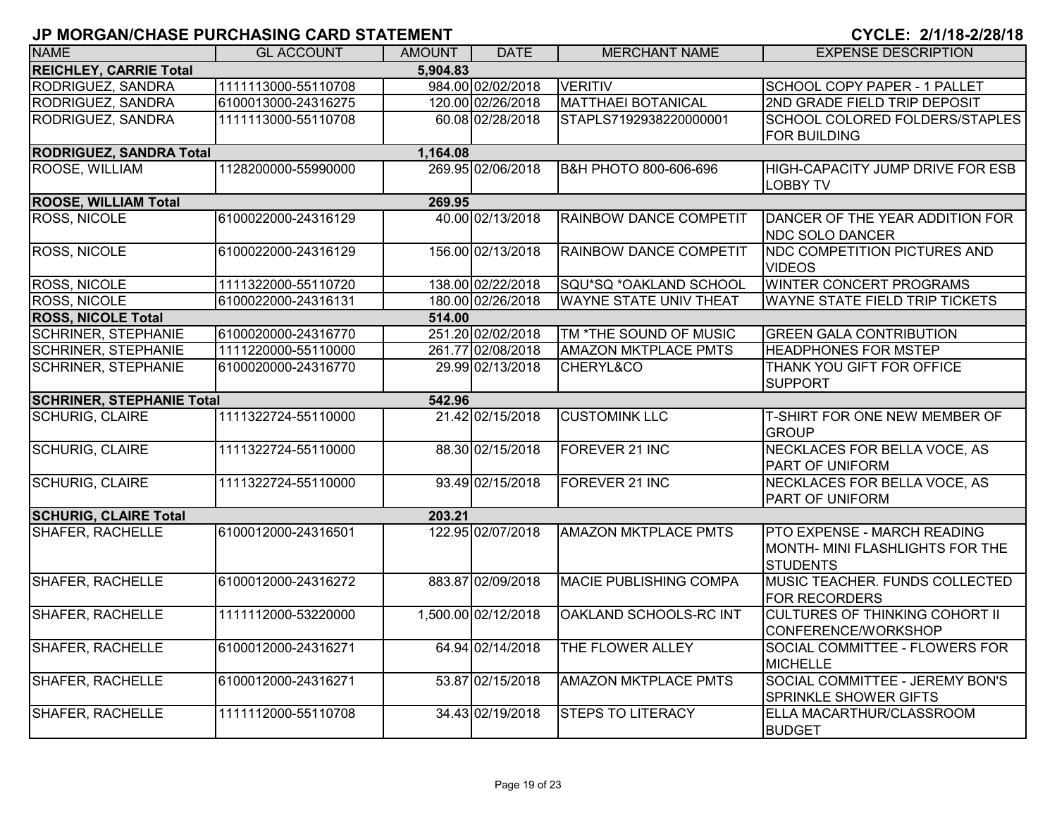## JP MORGAN/CHASE PURCHASING CARD STATEMENT

**CYCLE: 2/1/18-2/28/18**

| NAME | GL ACCOUNT | AMOUNT | DATE | MERCHANT NAME | EXPENSE DESCRIPTION |
|---|---|---|---|---|---|
| **REICHLEY, CARRIE Total** | | **5,904.83** | | | |
| RODRIGUEZ, SANDRA | 1111113000-55110708 | 984.00 | 02/02/2018 | VERITIV | SCHOOL COPY PAPER - 1 PALLET |
| RODRIGUEZ, SANDRA | 6100013000-24316275 | 120.00 | 02/26/2018 | MATTHAEI BOTANICAL | 2ND GRADE FIELD TRIP DEPOSIT |
| RODRIGUEZ, SANDRA | 1111113000-55110708 | 60.08 | 02/28/2018 | STAPLS7192938220000001 | SCHOOL COLORED FOLDERS/STAPLES FOR BUILDING |
| **RODRIGUEZ, SANDRA Total** | | **1,164.08** | | | |
| ROOSE, WILLIAM | 1128200000-55990000 | 269.95 | 02/06/2018 | B&H PHOTO 800-606-696 | HIGH-CAPACITY JUMP DRIVE FOR ESB LOBBY TV |
| **ROOSE, WILLIAM Total** | | **269.95** | | | |
| ROSS, NICOLE | 6100022000-24316129 | 40.00 | 02/13/2018 | RAINBOW DANCE COMPETIT | DANCER OF THE YEAR ADDITION FOR NDC SOLO DANCER |
| ROSS, NICOLE | 6100022000-24316129 | 156.00 | 02/13/2018 | RAINBOW DANCE COMPETIT | NDC COMPETITION PICTURES AND VIDEOS |
| ROSS, NICOLE | 1111322000-55110720 | 138.00 | 02/22/2018 | SQU*SQ *OAKLAND SCHOOL | WINTER CONCERT PROGRAMS |
| ROSS, NICOLE | 6100022000-24316131 | 180.00 | 02/26/2018 | WAYNE STATE UNIV THEAT | WAYNE STATE FIELD TRIP TICKETS |
| **ROSS, NICOLE Total** | | **514.00** | | | |
| SCHRINER, STEPHANIE | 6100020000-24316770 | 251.20 | 02/02/2018 | TM *THE SOUND OF MUSIC | GREEN GALA CONTRIBUTION |
| SCHRINER, STEPHANIE | 1111220000-55110000 | 261.77 | 02/08/2018 | AMAZON MKTPLACE PMTS | HEADPHONES FOR MSTEP |
| SCHRINER, STEPHANIE | 6100020000-24316770 | 29.99 | 02/13/2018 | CHERYL&CO | THANK YOU GIFT FOR OFFICE SUPPORT |
| **SCHRINER, STEPHANIE Total** | | **542.96** | | | |
| SCHURIG, CLAIRE | 1111322724-55110000 | 21.42 | 02/15/2018 | CUSTOMINK LLC | T-SHIRT FOR ONE NEW MEMBER OF GROUP |
| SCHURIG, CLAIRE | 1111322724-55110000 | 88.30 | 02/15/2018 | FOREVER 21 INC | NECKLACES FOR BELLA VOCE, AS PART OF UNIFORM |
| SCHURIG, CLAIRE | 1111322724-55110000 | 93.49 | 02/15/2018 | FOREVER 21 INC | NECKLACES FOR BELLA VOCE, AS PART OF UNIFORM |
| **SCHURIG, CLAIRE Total** | | **203.21** | | | |
| SHAFER, RACHELLE | 6100012000-24316501 | 122.95 | 02/07/2018 | AMAZON MKTPLACE PMTS | PTO EXPENSE - MARCH READING MONTH- MINI FLASHLIGHTS FOR THE STUDENTS |
| SHAFER, RACHELLE | 6100012000-24316272 | 883.87 | 02/09/2018 | MACIE PUBLISHING COMPA | MUSIC TEACHER. FUNDS COLLECTED FOR RECORDERS |
| SHAFER, RACHELLE | 1111112000-53220000 | 1,500.00 | 02/12/2018 | OAKLAND SCHOOLS-RC INT | CULTURES OF THINKING COHORT II CONFERENCE/WORKSHOP |
| SHAFER, RACHELLE | 6100012000-24316271 | 64.94 | 02/14/2018 | THE FLOWER ALLEY | SOCIAL COMMITTEE - FLOWERS FOR MICHELLE |
| SHAFER, RACHELLE | 6100012000-24316271 | 53.87 | 02/15/2018 | AMAZON MKTPLACE PMTS | SOCIAL COMMITTEE - JEREMY BON'S SPRINKLE SHOWER GIFTS |
| SHAFER, RACHELLE | 1111112000-55110708 | 34.43 | 02/19/2018 | STEPS TO LITERACY | ELLA MACARTHUR/CLASSROOM BUDGET |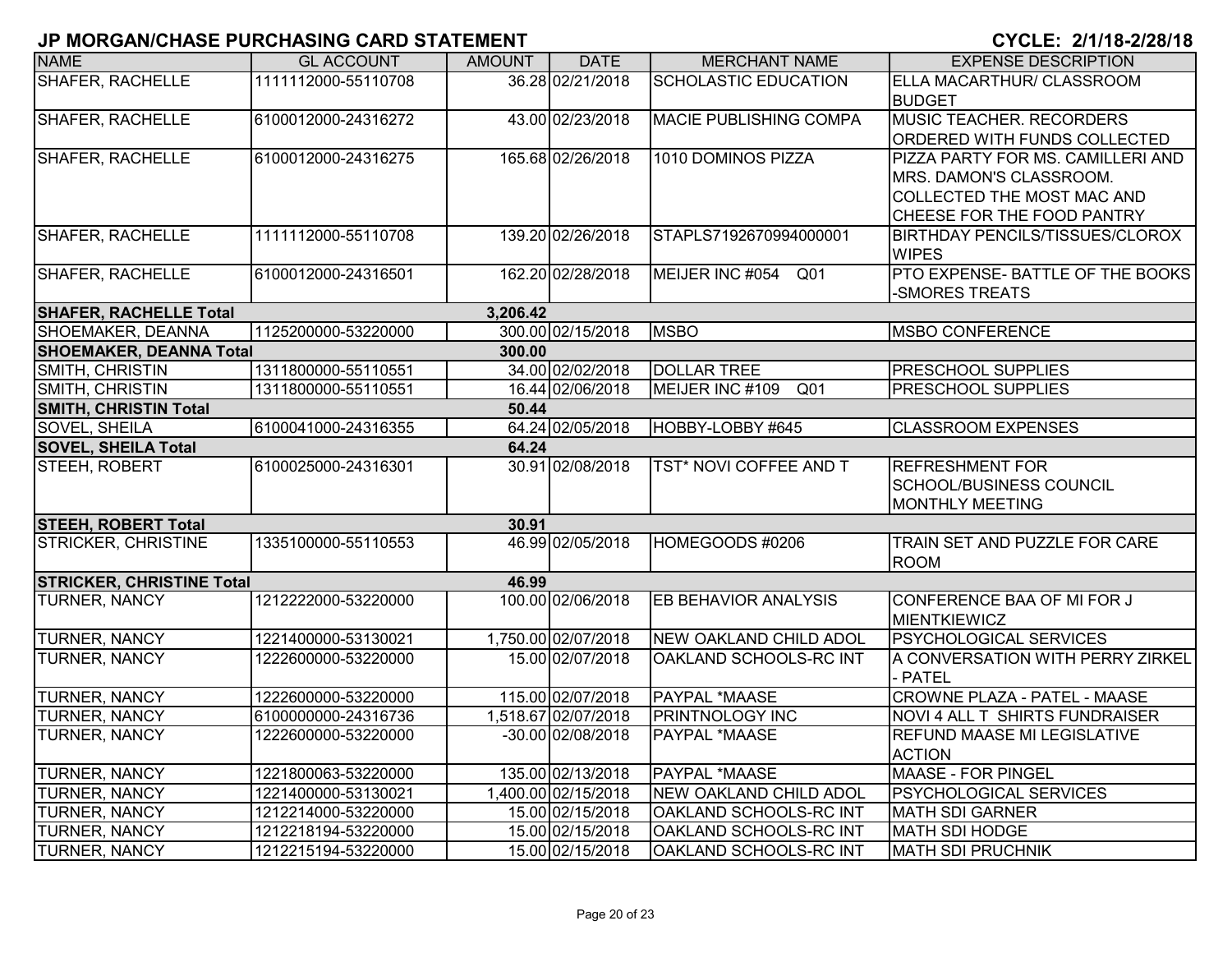# JP MORGAN/CHASE PURCHASING CARD STATEMENT

**CYCLE: 2/1/18-2/28/18**

| NAME | GL ACCOUNT | AMOUNT | DATE | MERCHANT NAME | EXPENSE DESCRIPTION |
|---|---|---|---|---|---|
| SHAFER, RACHELLE | 1111112000-55110708 | 36.28 | 02/21/2018 | SCHOLASTIC EDUCATION | ELLA MACARTHUR/ CLASSROOM BUDGET |
| SHAFER, RACHELLE | 6100012000-24316272 | 43.00 | 02/23/2018 | MACIE PUBLISHING COMPA | MUSIC TEACHER. RECORDERS ORDERED WITH FUNDS COLLECTED |
| SHAFER, RACHELLE | 6100012000-24316275 | 165.68 | 02/26/2018 | 1010 DOMINOS PIZZA | PIZZA PARTY FOR MS. CAMILLERI AND MRS. DAMON'S CLASSROOM. COLLECTED THE MOST MAC AND CHEESE FOR THE FOOD PANTRY |
| SHAFER, RACHELLE | 1111112000-55110708 | 139.20 | 02/26/2018 | STAPLS7192670994000001 | BIRTHDAY PENCILS/TISSUES/CLOROX WIPES |
| SHAFER, RACHELLE | 6100012000-24316501 | 162.20 | 02/28/2018 | MEIJER INC #054 Q01 | PTO EXPENSE- BATTLE OF THE BOOKS -SMORES TREATS |
| **SHAFER, RACHELLE Total** | | **3,206.42** | | | |
| SHOEMAKER, DEANNA | 1125200000-53220000 | 300.00 | 02/15/2018 | MSBO | MSBO CONFERENCE |
| **SHOEMAKER, DEANNA Total** | | **300.00** | | | |
| SMITH, CHRISTIN | 1311800000-55110551 | 34.00 | 02/02/2018 | DOLLAR TREE | PRESCHOOL SUPPLIES |
| SMITH, CHRISTIN | 1311800000-55110551 | 16.44 | 02/06/2018 | MEIJER INC #109 Q01 | PRESCHOOL SUPPLIES |
| **SMITH, CHRISTIN Total** | | **50.44** | | | |
| SOVEL, SHEILA | 6100041000-24316355 | 64.24 | 02/05/2018 | HOBBY-LOBBY #645 | CLASSROOM EXPENSES |
| **SOVEL, SHEILA Total** | | **64.24** | | | |
| STEEH, ROBERT | 6100025000-24316301 | 30.91 | 02/08/2018 | TST* NOVI COFFEE AND T | REFRESHMENT FOR SCHOOL/BUSINESS COUNCIL MONTHLY MEETING |
| **STEEH, ROBERT Total** | | **30.91** | | | |
| STRICKER, CHRISTINE | 1335100000-55110553 | 46.99 | 02/05/2018 | HOMEGOODS #0206 | TRAIN SET AND PUZZLE FOR CARE ROOM |
| **STRICKER, CHRISTINE Total** | | **46.99** | | | |
| TURNER, NANCY | 1212222000-53220000 | 100.00 | 02/06/2018 | EB BEHAVIOR ANALYSIS | CONFERENCE BAA OF MI FOR J MIENTKIEWICZ |
| TURNER, NANCY | 1221400000-53130021 | 1,750.00 | 02/07/2018 | NEW OAKLAND CHILD ADOL | PSYCHOLOGICAL SERVICES |
| TURNER, NANCY | 1222600000-53220000 | 15.00 | 02/07/2018 | OAKLAND SCHOOLS-RC INT | A CONVERSATION WITH PERRY ZIRKEL - PATEL |
| TURNER, NANCY | 1222600000-53220000 | 115.00 | 02/07/2018 | PAYPAL *MAASE | CROWNE PLAZA - PATEL - MAASE |
| TURNER, NANCY | 6100000000-24316736 | 1,518.67 | 02/07/2018 | PRINTNOLOGY INC | NOVI 4 ALL T SHIRTS FUNDRAISER |
| TURNER, NANCY | 1222600000-53220000 | -30.00 | 02/08/2018 | PAYPAL *MAASE | REFUND MAASE MI LEGISLATIVE ACTION |
| TURNER, NANCY | 1221800063-53220000 | 135.00 | 02/13/2018 | PAYPAL *MAASE | MAASE - FOR PINGEL |
| TURNER, NANCY | 1221400000-53130021 | 1,400.00 | 02/15/2018 | NEW OAKLAND CHILD ADOL | PSYCHOLOGICAL SERVICES |
| TURNER, NANCY | 1212214000-53220000 | 15.00 | 02/15/2018 | OAKLAND SCHOOLS-RC INT | MATH SDI GARNER |
| TURNER, NANCY | 1212218194-53220000 | 15.00 | 02/15/2018 | OAKLAND SCHOOLS-RC INT | MATH SDI HODGE |
| TURNER, NANCY | 1212215194-53220000 | 15.00 | 02/15/2018 | OAKLAND SCHOOLS-RC INT | MATH SDI PRUCHNIK |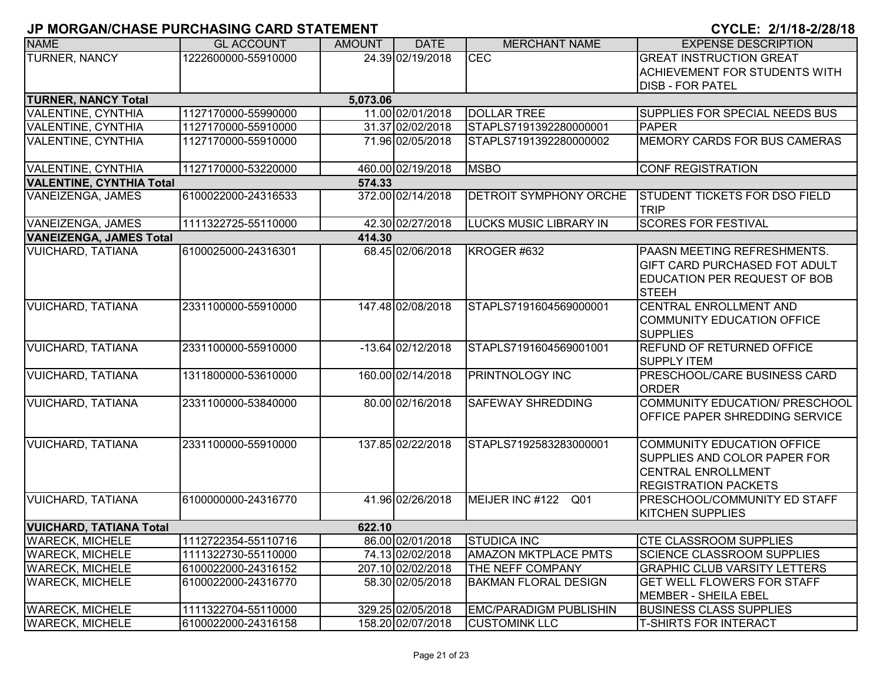# JP MORGAN/CHASE PURCHASING CARD STATEMENT

**CYCLE: 2/1/18-2/28/18**

| NAME | GL ACCOUNT | AMOUNT | DATE | MERCHANT NAME | EXPENSE DESCRIPTION |
|---|---|---|---|---|---|
| TURNER, NANCY | 1222600000-55910000 | 24.39 | 02/19/2018 | CEC | GREAT INSTRUCTION GREAT ACHIEVEMENT FOR STUDENTS WITH DISB - FOR PATEL |
| **TURNER, NANCY Total** | | **5,073.06** | | | |
| VALENTINE, CYNTHIA | 1127170000-55990000 | 11.00 | 02/01/2018 | DOLLAR TREE | SUPPLIES FOR SPECIAL NEEDS BUS |
| VALENTINE, CYNTHIA | 1127170000-55910000 | 31.37 | 02/02/2018 | STAPLS7191392280000001 | PAPER |
| VALENTINE, CYNTHIA | 1127170000-55910000 | 71.96 | 02/05/2018 | STAPLS7191392280000002 | MEMORY CARDS FOR BUS CAMERAS |
| VALENTINE, CYNTHIA | 1127170000-53220000 | 460.00 | 02/19/2018 | MSBO | CONF REGISTRATION |
| **VALENTINE, CYNTHIA Total** | | **574.33** | | | |
| VANEIZENGA, JAMES | 6100022000-24316533 | 372.00 | 02/14/2018 | DETROIT SYMPHONY ORCHE | STUDENT TICKETS FOR DSO FIELD TRIP |
| VANEIZENGA, JAMES | 1111322725-55110000 | 42.30 | 02/27/2018 | LUCKS MUSIC LIBRARY IN | SCORES FOR FESTIVAL |
| **VANEIZENGA, JAMES Total** | | **414.30** | | | |
| VUICHARD, TATIANA | 6100025000-24316301 | 68.45 | 02/06/2018 | KROGER #632 | PAASN MEETING REFRESHMENTS. GIFT CARD PURCHASED FOT ADULT EDUCATION PER REQUEST OF BOB STEEH |
| VUICHARD, TATIANA | 2331100000-55910000 | 147.48 | 02/08/2018 | STAPLS7191604569000001 | CENTRAL ENROLLMENT AND COMMUNITY EDUCATION OFFICE SUPPLIES |
| VUICHARD, TATIANA | 2331100000-55910000 | -13.64 | 02/12/2018 | STAPLS7191604569001001 | REFUND OF RETURNED OFFICE SUPPLY ITEM |
| VUICHARD, TATIANA | 1311800000-53610000 | 160.00 | 02/14/2018 | PRINTNOLOGY INC | PRESCHOOL/CARE BUSINESS CARD ORDER |
| VUICHARD, TATIANA | 2331100000-53840000 | 80.00 | 02/16/2018 | SAFEWAY SHREDDING | COMMUNITY EDUCATION/ PRESCHOOL OFFICE PAPER SHREDDING SERVICE |
| VUICHARD, TATIANA | 2331100000-55910000 | 137.85 | 02/22/2018 | STAPLS7192583283000001 | COMMUNITY EDUCATION OFFICE SUPPLIES AND COLOR PAPER FOR CENTRAL ENROLLMENT REGISTRATION PACKETS |
| VUICHARD, TATIANA | 6100000000-24316770 | 41.96 | 02/26/2018 | MEIJER INC #122 Q01 | PRESCHOOL/COMMUNITY ED STAFF KITCHEN SUPPLIES |
| **VUICHARD, TATIANA Total** | | **622.10** | | | |
| WARECK, MICHELE | 1112722354-55110716 | 86.00 | 02/01/2018 | STUDICA INC | CTE CLASSROOM SUPPLIES |
| WARECK, MICHELE | 1111322730-55110000 | 74.13 | 02/02/2018 | AMAZON MKTPLACE PMTS | SCIENCE CLASSROOM SUPPLIES |
| WARECK, MICHELE | 6100022000-24316152 | 207.10 | 02/02/2018 | THE NEFF COMPANY | GRAPHIC CLUB VARSITY LETTERS |
| WARECK, MICHELE | 6100022000-24316770 | 58.30 | 02/05/2018 | BAKMAN FLORAL DESIGN | GET WELL FLOWERS FOR STAFF MEMBER - SHEILA EBEL |
| WARECK, MICHELE | 1111322704-55110000 | 329.25 | 02/05/2018 | EMC/PARADIGM PUBLISHIN | BUSINESS CLASS SUPPLIES |
| WARECK, MICHELE | 6100022000-24316158 | 158.20 | 02/07/2018 | CUSTOMINK LLC | T-SHIRTS FOR INTERACT |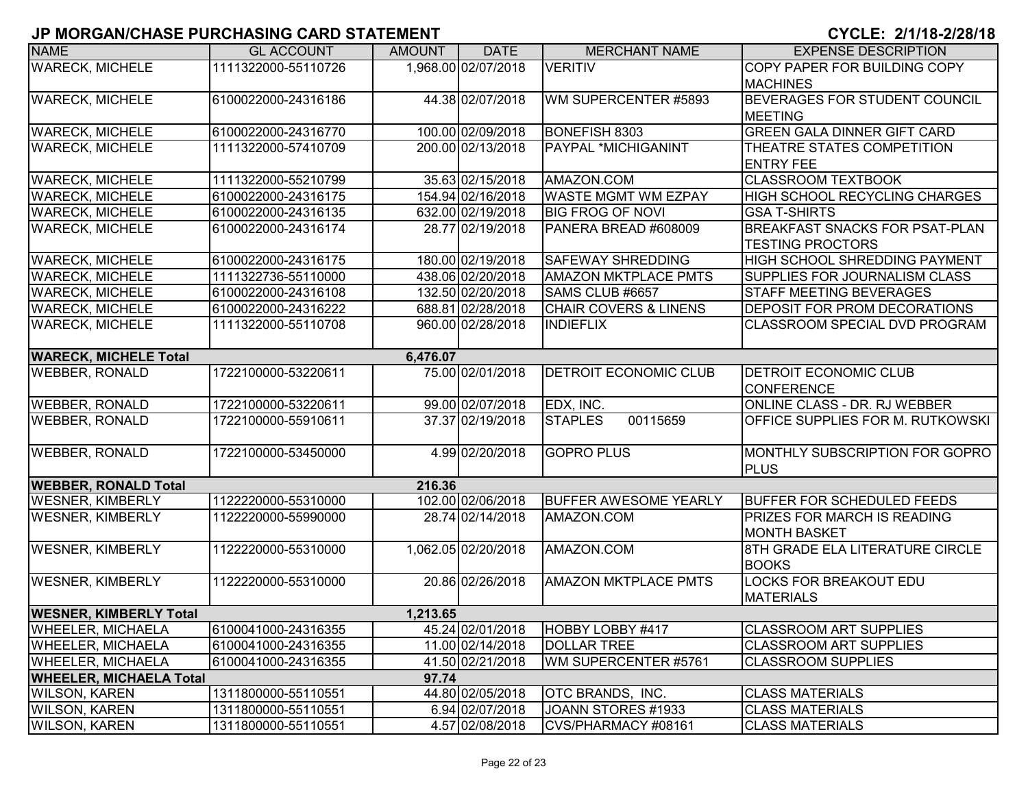# JP MORGAN/CHASE PURCHASING CARD STATEMENT

**CYCLE: 2/1/18-2/28/18**

| NAME | GL ACCOUNT | AMOUNT | DATE | MERCHANT NAME | EXPENSE DESCRIPTION |
|---|---|---|---|---|---|
| WARECK, MICHELE | 1111322000-55110726 | 1,968.00 | 02/07/2018 | VERITIV | COPY PAPER FOR BUILDING COPY MACHINES |
| WARECK, MICHELE | 6100022000-24316186 | 44.38 | 02/07/2018 | WM SUPERCENTER #5893 | BEVERAGES FOR STUDENT COUNCIL MEETING |
| WARECK, MICHELE | 6100022000-24316770 | 100.00 | 02/09/2018 | BONEFISH 8303 | GREEN GALA DINNER GIFT CARD |
| WARECK, MICHELE | 1111322000-57410709 | 200.00 | 02/13/2018 | PAYPAL *MICHIGANINT | THEATRE STATES COMPETITION ENTRY FEE |
| WARECK, MICHELE | 1111322000-55210799 | 35.63 | 02/15/2018 | AMAZON.COM | CLASSROOM TEXTBOOK |
| WARECK, MICHELE | 6100022000-24316175 | 154.94 | 02/16/2018 | WASTE MGMT WM EZPAY | HIGH SCHOOL RECYCLING CHARGES |
| WARECK, MICHELE | 6100022000-24316135 | 632.00 | 02/19/2018 | BIG FROG OF NOVI | GSA T-SHIRTS |
| WARECK, MICHELE | 6100022000-24316174 | 28.77 | 02/19/2018 | PANERA BREAD #608009 | BREAKFAST SNACKS FOR PSAT-PLAN TESTING PROCTORS |
| WARECK, MICHELE | 6100022000-24316175 | 180.00 | 02/19/2018 | SAFEWAY SHREDDING | HIGH SCHOOL SHREDDING PAYMENT |
| WARECK, MICHELE | 1111322736-55110000 | 438.06 | 02/20/2018 | AMAZON MKTPLACE PMTS | SUPPLIES FOR JOURNALISM CLASS |
| WARECK, MICHELE | 6100022000-24316108 | 132.50 | 02/20/2018 | SAMS CLUB #6657 | STAFF MEETING BEVERAGES |
| WARECK, MICHELE | 6100022000-24316222 | 688.81 | 02/28/2018 | CHAIR COVERS & LINENS | DEPOSIT FOR PROM DECORATIONS |
| WARECK, MICHELE | 1111322000-55110708 | 960.00 | 02/28/2018 | INDIEFLIX | CLASSROOM SPECIAL DVD PROGRAM |
| **WARECK, MICHELE Total** | | **6,476.07** | | | |
| WEBBER, RONALD | 1722100000-53220611 | 75.00 | 02/01/2018 | DETROIT ECONOMIC CLUB | DETROIT ECONOMIC CLUB CONFERENCE |
| WEBBER, RONALD | 1722100000-53220611 | 99.00 | 02/07/2018 | EDX, INC. | ONLINE CLASS - DR. RJ WEBBER |
| WEBBER, RONALD | 1722100000-55910611 | 37.37 | 02/19/2018 | STAPLES 00115659 | OFFICE SUPPLIES FOR M. RUTKOWSKI |
| WEBBER, RONALD | 1722100000-53450000 | 4.99 | 02/20/2018 | GOPRO PLUS | MONTHLY SUBSCRIPTION FOR GOPRO PLUS |
| **WEBBER, RONALD Total** | | **216.36** | | | |
| WESNER, KIMBERLY | 1122220000-55310000 | 102.00 | 02/06/2018 | BUFFER AWESOME YEARLY | BUFFER FOR SCHEDULED FEEDS |
| WESNER, KIMBERLY | 1122220000-55990000 | 28.74 | 02/14/2018 | AMAZON.COM | PRIZES FOR MARCH IS READING MONTH BASKET |
| WESNER, KIMBERLY | 1122220000-55310000 | 1,062.05 | 02/20/2018 | AMAZON.COM | 8TH GRADE ELA LITERATURE CIRCLE BOOKS |
| WESNER, KIMBERLY | 1122220000-55310000 | 20.86 | 02/26/2018 | AMAZON MKTPLACE PMTS | LOCKS FOR BREAKOUT EDU MATERIALS |
| **WESNER, KIMBERLY Total** | | **1,213.65** | | | |
| WHEELER, MICHAELA | 6100041000-24316355 | 45.24 | 02/01/2018 | HOBBY LOBBY #417 | CLASSROOM ART SUPPLIES |
| WHEELER, MICHAELA | 6100041000-24316355 | 11.00 | 02/14/2018 | DOLLAR TREE | CLASSROOM ART SUPPLIES |
| WHEELER, MICHAELA | 6100041000-24316355 | 41.50 | 02/21/2018 | WM SUPERCENTER #5761 | CLASSROOM SUPPLIES |
| **WHEELER, MICHAELA Total** | | **97.74** | | | |
| WILSON, KAREN | 1311800000-55110551 | 44.80 | 02/05/2018 | OTC BRANDS, INC. | CLASS MATERIALS |
| WILSON, KAREN | 1311800000-55110551 | 6.94 | 02/07/2018 | JOANN STORES #1933 | CLASS MATERIALS |
| WILSON, KAREN | 1311800000-55110551 | 4.57 | 02/08/2018 | CVS/PHARMACY #08161 | CLASS MATERIALS |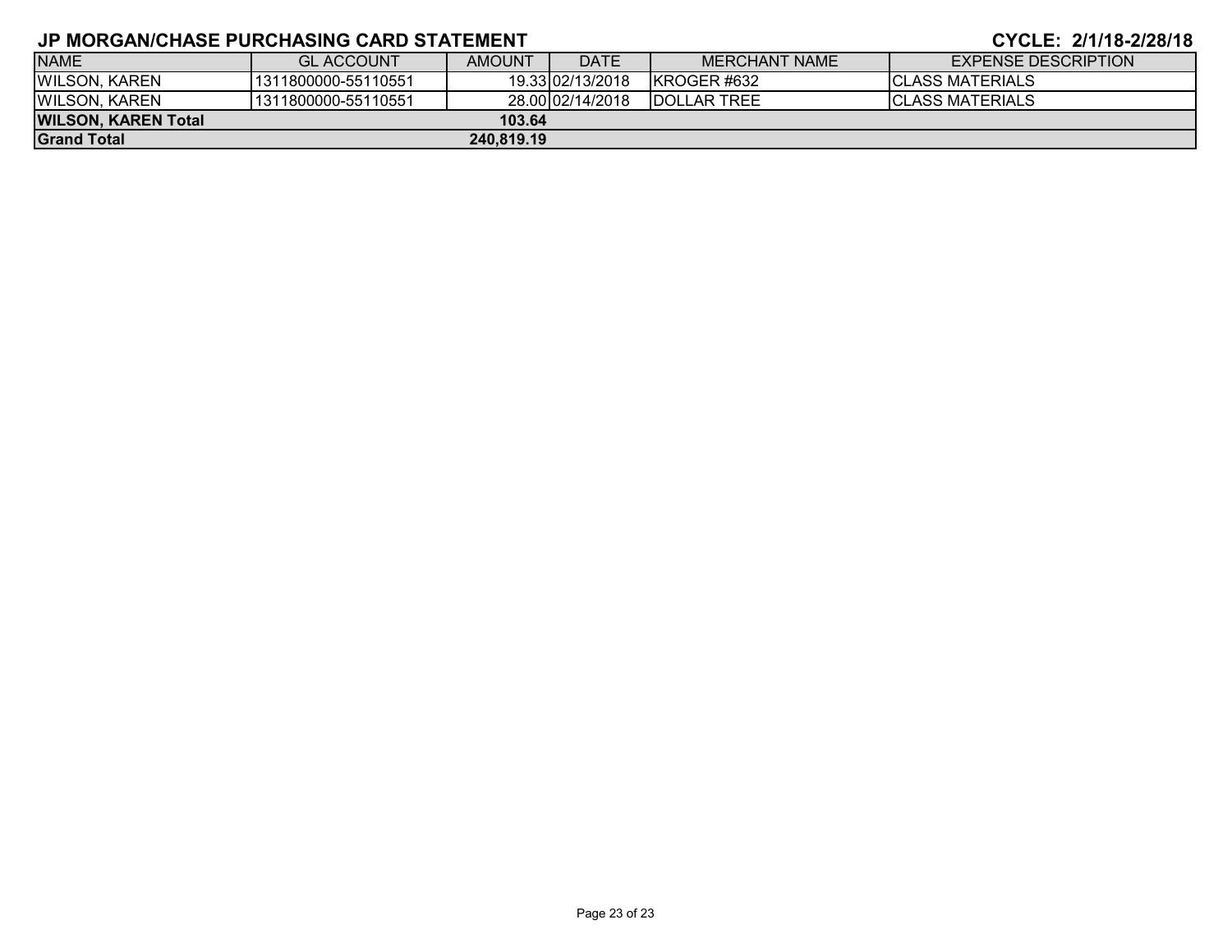## JP MORGAN/CHASE PURCHASING CARD STATEMENT

**CYCLE: 2/1/18-2/28/18**

| NAME | GL ACCOUNT | AMOUNT | DATE | MERCHANT NAME | EXPENSE DESCRIPTION |
|---|---|---|---|---|---|
| WILSON, KAREN | 1311800000-55110551 | 19.33 | 02/13/2018 | KROGER #632 | CLASS MATERIALS |
| WILSON, KAREN | 1311800000-55110551 | 28.00 | 02/14/2018 | DOLLAR TREE | CLASS MATERIALS |
| **WILSON, KAREN Total** | | **103.64** | | | |
| **Grand Total** | | **240,819.19** | | | |